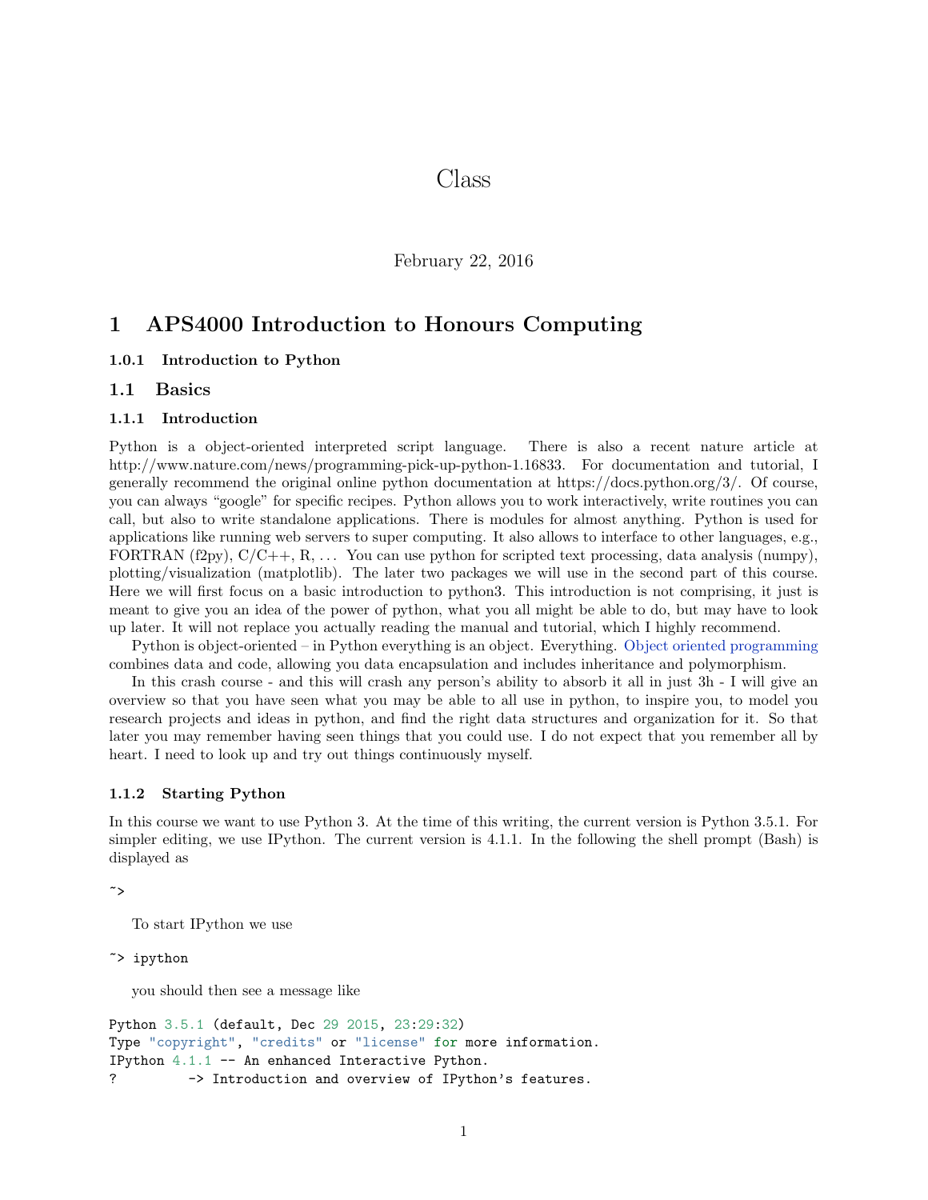# Class

February 22, 2016

# 1 APS4000 Introduction to Honours Computing

#### 1.0.1 Introduction to Python

## 1.1 Basics

### 1.1.1 Introduction

Python is a object-oriented interpreted script language. There is also a recent nature article at http://www.nature.com/news/programming-pick-up-python-1.16833. For documentation and tutorial, I generally recommend the original online python documentation at https://docs.python.org/3/. Of course, you can always "google" for specific recipes. Python allows you to work interactively, write routines you can call, but also to write standalone applications. There is modules for almost anything. Python is used for applications like running web servers to super computing. It also allows to interface to other languages, e.g., FORTRAN (f2py), C/C++, R, . . . You can use python for scripted text processing, data analysis (numpy), plotting/visualization (matplotlib). The later two packages we will use in the second part of this course. Here we will first focus on a basic introduction to python3. This introduction is not comprising, it just is meant to give you an idea of the power of python, what you all might be able to do, but may have to look up later. It will not replace you actually reading the manual and tutorial, which I highly recommend.

Python is object-oriented – in Python everything is an object. Everything. Object oriented programming combines data and code, allowing you data encapsulation and includes inheritance and polymorphism.

In this crash course - and this will crash any person's ability to absorb it all in just 3h - I will give an overview so that you have seen what you may be able to all use in python, to inspire you, to model you research projects and ideas in python, and find the right data structures and organization for it. So that later you may remember having seen things that you could use. I do not expect that you remember all by heart. I need to look up and try out things continuously myself.

### 1.1.2 Starting Python

In this course we want to use Python 3. At the time of this writing, the current version is Python 3.5.1. For simpler editing, we use IPython. The current version is 4.1.1. In the following the shell prompt (Bash) is displayed as

```
~>
```

To start IPython we use

```
~> ipython
```

you should then see a message like

```
Python 3.5.1 (default, Dec 29 2015, 23:29:32)
Type "copyright", "credits" or "license" for more information.
IPython 4.1.1 -- An enhanced Interactive Python.
?         -> Introduction and overview of IPython's features.
```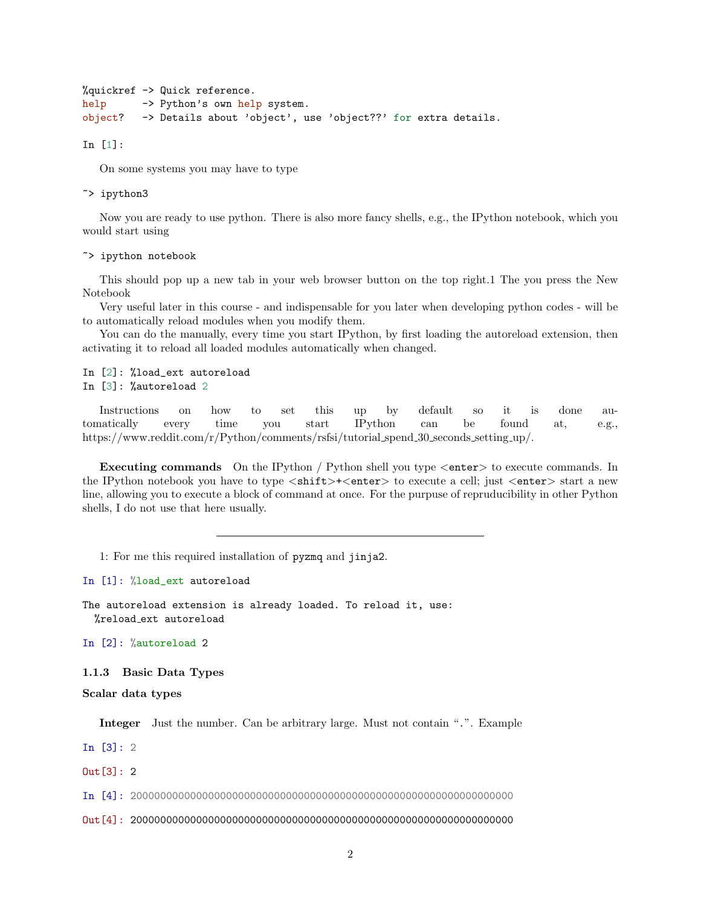```
%quickref -> Quick reference.
help      -> Python's own help system.
object?   -> Details about 'object', use 'object??' for extra details.

In [1]:
```

On some systems you may have to type

```
~> ipython3
```

Now you are ready to use python. There is also more fancy shells, e.g., the IPython notebook, which you would start using

```
~> ipython notebook
```

This should pop up a new tab in your web browser button on the top right.1 The you press the New Notebook

Very useful later in this course - and indispensable for you later when developing python codes - will be to automatically reload modules when you modify them.

You can do the manually, every time you start IPython, by first loading the autoreload extension, then activating it to reload all loaded modules automatically when changed.

```
In [2]: %load_ext autoreload
In [3]: %autoreload 2
```

Instructions on how to set this up by default so it is done automatically every time you start IPython can be found at, e.g., https://www.reddit.com/r/Python/comments/rsfsi/tutorial_spend_30_seconds_setting_up/.

**Executing commands** On the IPython / Python shell you type <enter> to execute commands. In the IPython notebook you have to type <shift>+<enter> to execute a cell; just <enter> start a new line, allowing you to execute a block of command at once. For the purpuse of repruducibility in other Python shells, I do not use that here usually.

---

1: For me this required installation of pyzmq and jinja2.

```
In [1]: %load_ext autoreload
```

```
The autoreload extension is already loaded. To reload it, use:
  %reload_ext autoreload
```

```
In [2]: %autoreload 2
```

### 1.1.3 Basic Data Types

#### Scalar data types

**Integer** Just the number. Can be arbitrary large. Must not contain ".". Example

```
In [3]: 2
```

```
Out[3]: 2
```

```
In [4]: 2000000000000000000000000000000000000000000000000000000000000000
```

```
Out[4]: 2000000000000000000000000000000000000000000000000000000000000000
```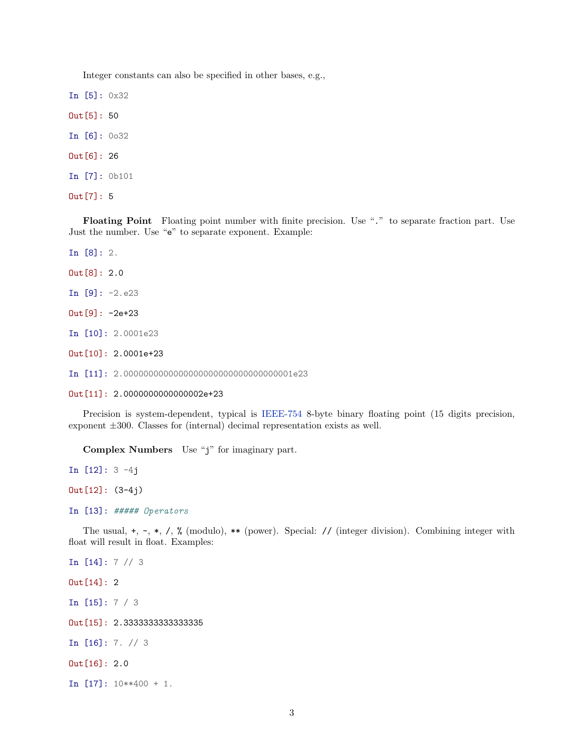Integer constants can also be specified in other bases, e.g.,

```
In [5]: 0x32
```

```
Out[5]: 50
```

```
In [6]: 0o32
```

```
Out[6]: 26
```

```
In [7]: 0b101
```

```
Out[7]: 5
```

**Floating Point** Floating point number with finite precision. Use "." to separate fraction part. Use Just the number. Use "e" to separate exponent. Example:

```
In [8]: 2.
```

```
Out[8]: 2.0
```

```
In [9]: -2.e23
```

```
Out[9]: -2e+23
```

```
In [10]: 2.0001e23
```

```
Out[10]: 2.0001e+23
```

```
In [11]: 2.000000000000000000000000000000000001e23
```

```
Out[11]: 2.0000000000000002e+23
```

Precision is system-dependent, typical is IEEE-754 8-byte binary floating point (15 digits precision, exponent ±300. Classes for (internal) decimal representation exists as well.

**Complex Numbers** Use "j" for imaginary part.

```
In [12]: 3 -4j
```

```
Out[12]: (3-4j)
```

```
In [13]: ##### Operators
```

The usual, +, -, *, /, % (modulo), ** (power). Special: // (integer division). Combining integer with float will result in float. Examples:

```
In [14]: 7 // 3
```

```
Out[14]: 2
```

```
In [15]: 7 / 3
```

```
Out[15]: 2.3333333333333335
```

```
In [16]: 7. // 3
```

```
Out[16]: 2.0
```

```
In [17]: 10**400 + 1.
```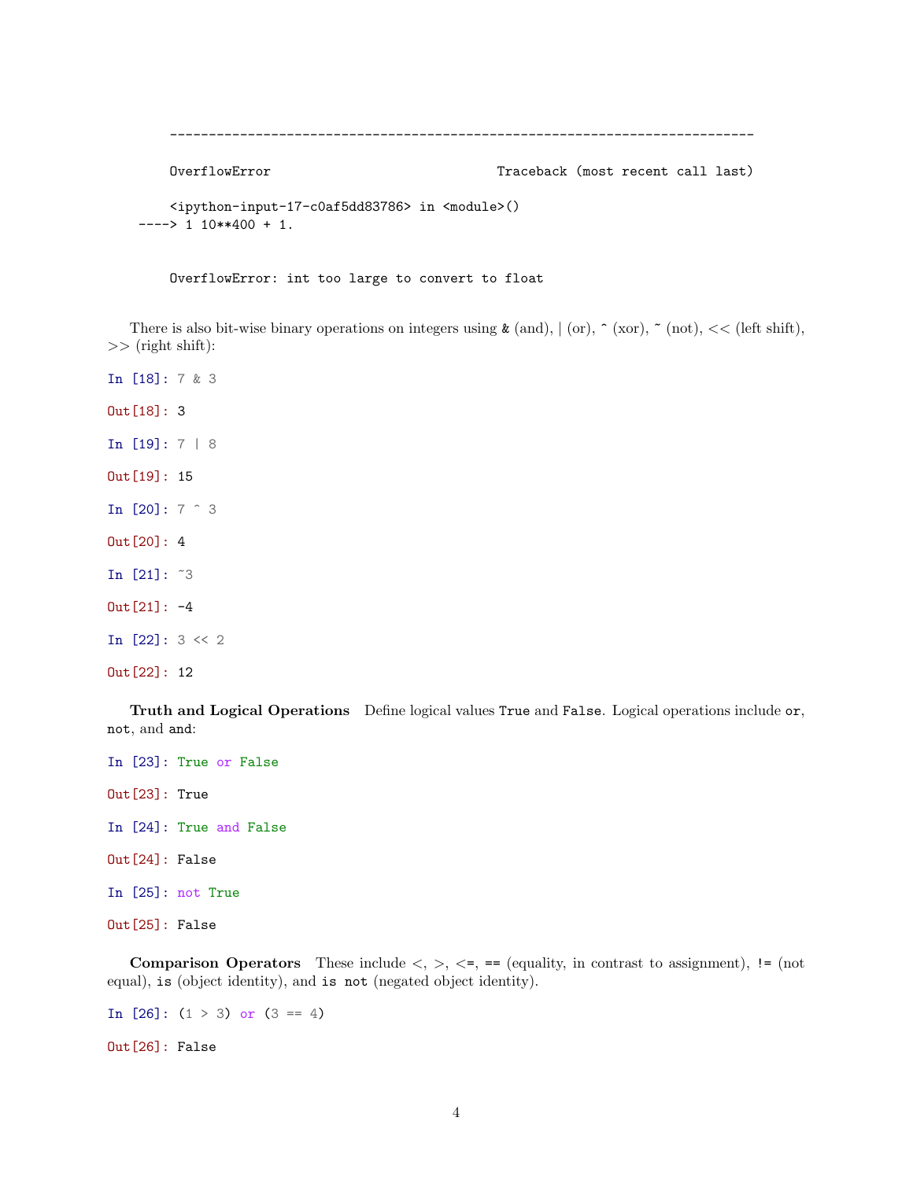```
---------------------------------------------------------------------------

OverflowError                             Traceback (most recent call last)

<ipython-input-17-c0af5dd83786> in <module>()
----> 1 10**400 + 1.


OverflowError: int too large to convert to float
```

There is also bit-wise binary operations on integers using & (and), | (or), ^ (xor), ~ (not), << (left shift), >> (right shift):

```
In [18]: 7 & 3

Out[18]: 3

In [19]: 7 | 8

Out[19]: 15

In [20]: 7 ^ 3

Out[20]: 4

In [21]: ~3

Out[21]: -4

In [22]: 3 << 2

Out[22]: 12
```

**Truth and Logical Operations** Define logical values `True` and `False`. Logical operations include `or`, `not`, and `and`:

```
In [23]: True or False

Out[23]: True

In [24]: True and False

Out[24]: False

In [25]: not True

Out[25]: False
```

**Comparison Operators** These include <, >, <=, `==` (equality, in contrast to assignment), `!=` (not equal), `is` (object identity), and `is not` (negated object identity).

```
In [26]: (1 > 3) or (3 == 4)

Out[26]: False
```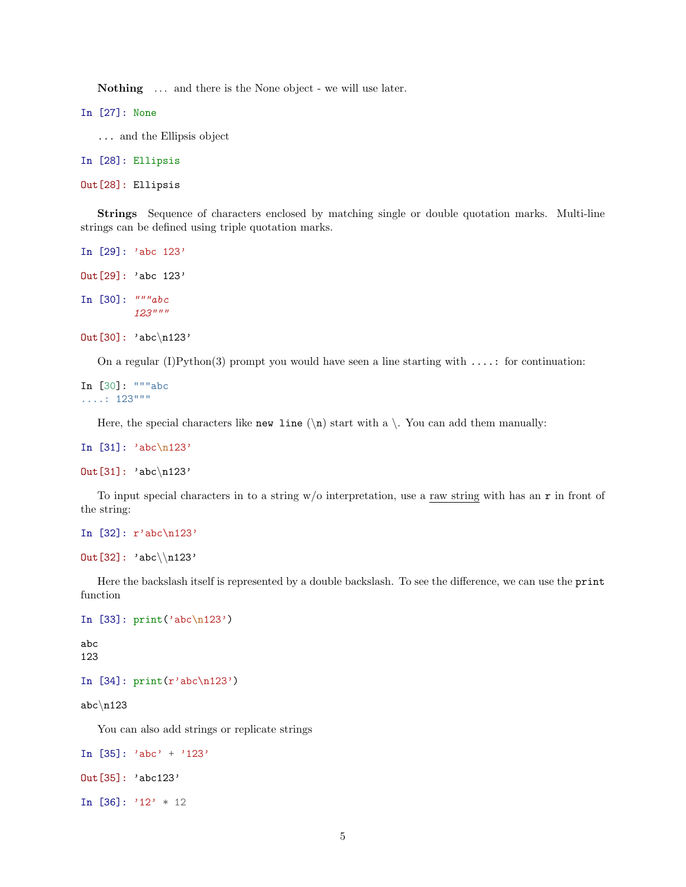**Nothing** ... and there is the None object - we will use later.

```
In [27]: None
```

... and the Ellipsis object

```
In [28]: Ellipsis
```

```
Out[28]: Ellipsis
```

**Strings** Sequence of characters enclosed by matching single or double quotation marks. Multi-line strings can be defined using triple quotation marks.

```
In [29]: 'abc 123'
```

```
Out[29]: 'abc 123'
```

```
In [30]: """abc
         123"""
```

```
Out[30]: 'abc\n123'
```

On a regular (I)Python(3) prompt you would have seen a line starting with `....:` for continuation:

```
In [30]: """abc
....: 123"""
```

Here, the special characters like `new line` (`\n`) start with a `\`. You can add them manually:

```
In [31]: 'abc\n123'
```

```
Out[31]: 'abc\n123'
```

To input special characters in to a string w/o interpretation, use a raw string with has an `r` in front of the string:

```
In [32]: r'abc\n123'
```

```
Out[32]: 'abc\\n123'
```

Here the backslash itself is represented by a double backslash. To see the difference, we can use the `print` function

```
In [33]: print('abc\n123')
```

```
abc
123
```

```
In [34]: print(r'abc\n123')
```

```
abc\n123
```

You can also add strings or replicate strings

```
In [35]: 'abc' + '123'
```

```
Out[35]: 'abc123'
```

```
In [36]: '12' * 12
```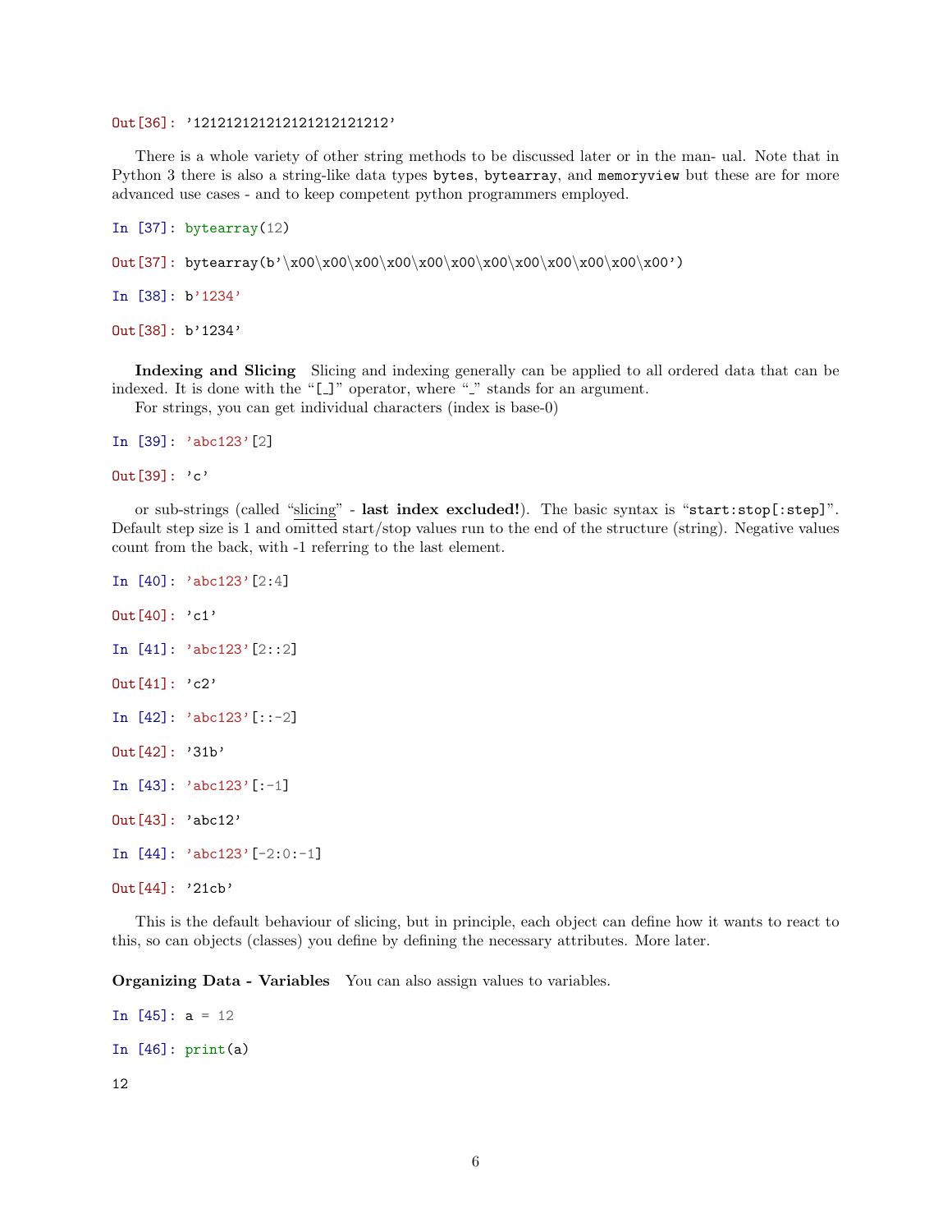```
Out[36]: '121212121212121212121212'
```

There is a whole variety of other string methods to be discussed later or in the man- ual. Note that in Python 3 there is also a string-like data types `bytes`, `bytearray`, and `memoryview` but these are for more advanced use cases - and to keep competent python programmers employed.

```
In [37]: bytearray(12)
```

```
Out[37]: bytearray(b'\x00\x00\x00\x00\x00\x00\x00\x00\x00\x00\x00\x00')
```

```
In [38]: b'1234'
```

```
Out[38]: b'1234'
```

**Indexing and Slicing** Slicing and indexing generally can be applied to all ordered data that can be indexed. It is done with the "`[_]`" operator, where "_" stands for an argument.

For strings, you can get individual characters (index is base-0)

```
In [39]: 'abc123'[2]
```

```
Out[39]: 'c'
```

or sub-strings (called "slicing" - **last index excluded!**). The basic syntax is "`start:stop[:step]`". Default step size is 1 and omitted start/stop values run to the end of the structure (string). Negative values count from the back, with -1 referring to the last element.

```
In [40]: 'abc123'[2:4]
```

```
Out[40]: 'c1'
```

```
In [41]: 'abc123'[2::2]
```

```
Out[41]: 'c2'
```

```
In [42]: 'abc123'[::-2]
```

```
Out[42]: '31b'
```

```
In [43]: 'abc123'[:-1]
```

```
Out[43]: 'abc12'
```

```
In [44]: 'abc123'[-2:0:-1]
```

```
Out[44]: '21cb'
```

This is the default behaviour of slicing, but in principle, each object can define how it wants to react to this, so can objects (classes) you define by defining the necessary attributes. More later.

**Organizing Data - Variables** You can also assign values to variables.

```
In [45]: a = 12
```

```
In [46]: print(a)
```

```
12
```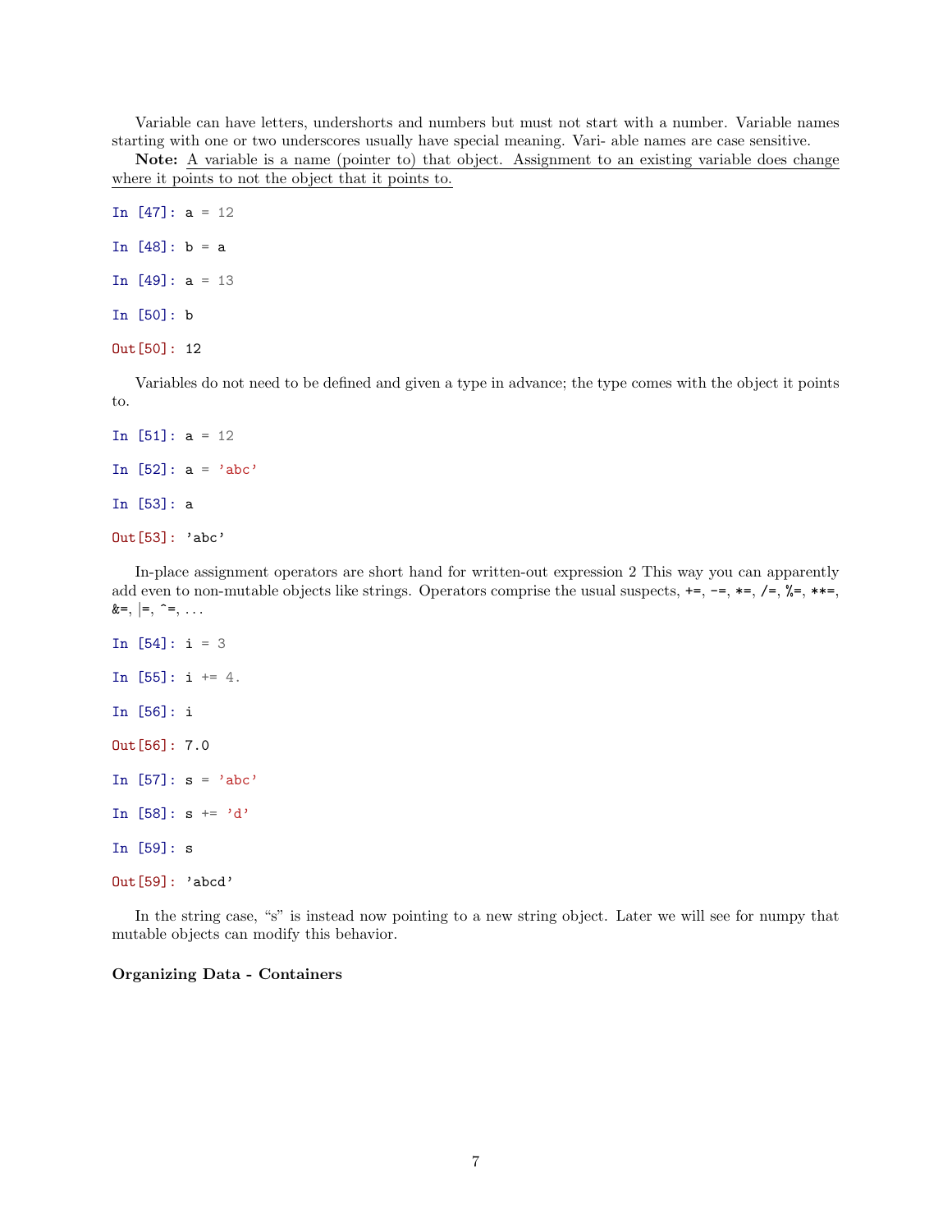Variable can have letters, undershorts and numbers but must not start with a number. Variable names starting with one or two underscores usually have special meaning. Vari- able names are case sensitive.

**Note:** A variable is a name (pointer to) that object. Assignment to an existing variable does change where it points to not the object that it points to.

```
In [47]: a = 12

In [48]: b = a

In [49]: a = 13

In [50]: b

Out[50]: 12
```

Variables do not need to be defined and given a type in advance; the type comes with the object it points to.

```
In [51]: a = 12

In [52]: a = 'abc'

In [53]: a

Out[53]: 'abc'
```

In-place assignment operators are short hand for written-out expression 2 This way you can apparently add even to non-mutable objects like strings. Operators comprise the usual suspects, `+=`, `-=`, `*=`, `/=`, `%=`, `**=`, `&=`, `|=`, `^=`, . . .

```
In [54]: i = 3

In [55]: i += 4.

In [56]: i

Out[56]: 7.0

In [57]: s = 'abc'

In [58]: s += 'd'

In [59]: s

Out[59]: 'abcd'
```

In the string case, "s" is instead now pointing to a new string object. Later we will see for numpy that mutable objects can modify this behavior.

**Organizing Data - Containers**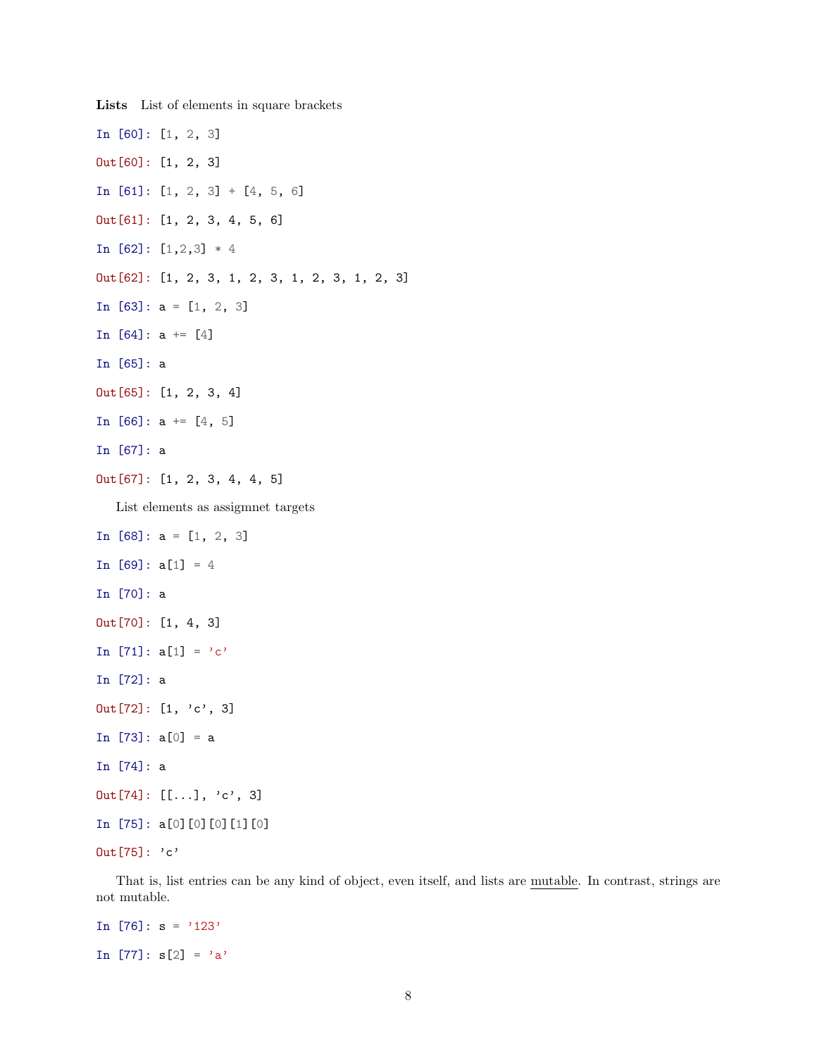**Lists** List of elements in square brackets

```
In [60]: [1, 2, 3]

Out[60]: [1, 2, 3]

In [61]: [1, 2, 3] + [4, 5, 6]

Out[61]: [1, 2, 3, 4, 5, 6]

In [62]: [1,2,3] * 4

Out[62]: [1, 2, 3, 1, 2, 3, 1, 2, 3, 1, 2, 3]

In [63]: a = [1, 2, 3]

In [64]: a += [4]

In [65]: a

Out[65]: [1, 2, 3, 4]

In [66]: a += [4, 5]

In [67]: a

Out[67]: [1, 2, 3, 4, 4, 5]
```

List elements as assigmnet targets

```
In [68]: a = [1, 2, 3]

In [69]: a[1] = 4

In [70]: a

Out[70]: [1, 4, 3]

In [71]: a[1] = 'c'

In [72]: a

Out[72]: [1, 'c', 3]

In [73]: a[0] = a

In [74]: a

Out[74]: [[...], 'c', 3]

In [75]: a[0][0][0][1][0]

Out[75]: 'c'
```

That is, list entries can be any kind of object, even itself, and lists are mutable. In contrast, strings are not mutable.

```
In [76]: s = '123'

In [77]: s[2] = 'a'
```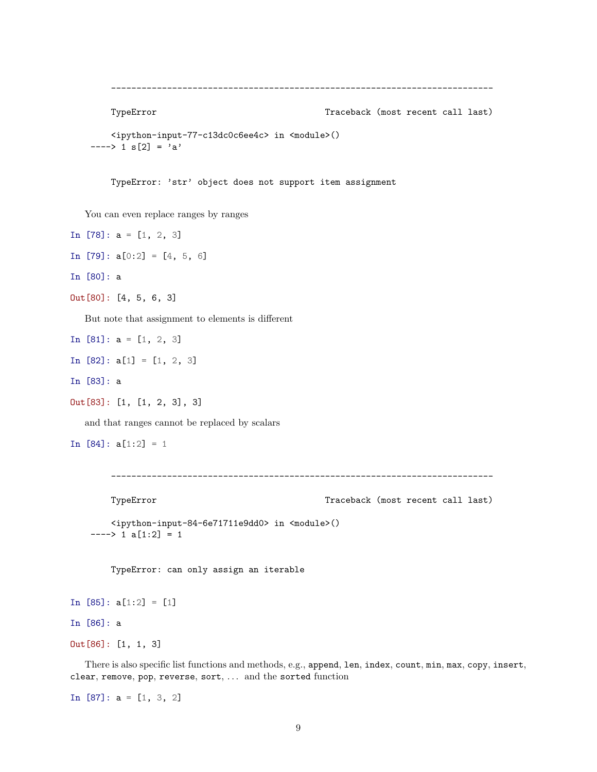```
---------------------------------------------------------------------------

TypeError                                 Traceback (most recent call last)

<ipython-input-77-c13dc0c6ee4c> in <module>()
----> 1 s[2] = 'a'


TypeError: 'str' object does not support item assignment
```

You can even replace ranges by ranges

```
In [78]: a = [1, 2, 3]

In [79]: a[0:2] = [4, 5, 6]

In [80]: a

Out[80]: [4, 5, 6, 3]
```

But note that assignment to elements is different

```
In [81]: a = [1, 2, 3]

In [82]: a[1] = [1, 2, 3]

In [83]: a

Out[83]: [1, [1, 2, 3], 3]
```

and that ranges cannot be replaced by scalars

```
In [84]: a[1:2] = 1
```

```
---------------------------------------------------------------------------

TypeError                                 Traceback (most recent call last)

<ipython-input-84-6e71711e9dd0> in <module>()
----> 1 a[1:2] = 1


TypeError: can only assign an iterable
```

```
In [85]: a[1:2] = [1]

In [86]: a

Out[86]: [1, 1, 3]
```

There is also specific list functions and methods, e.g., `append`, `len`, `index`, `count`, `min`, `max`, `copy`, `insert`, `clear`, `remove`, `pop`, `reverse`, `sort`, ... and the `sorted` function

```
In [87]: a = [1, 3, 2]
```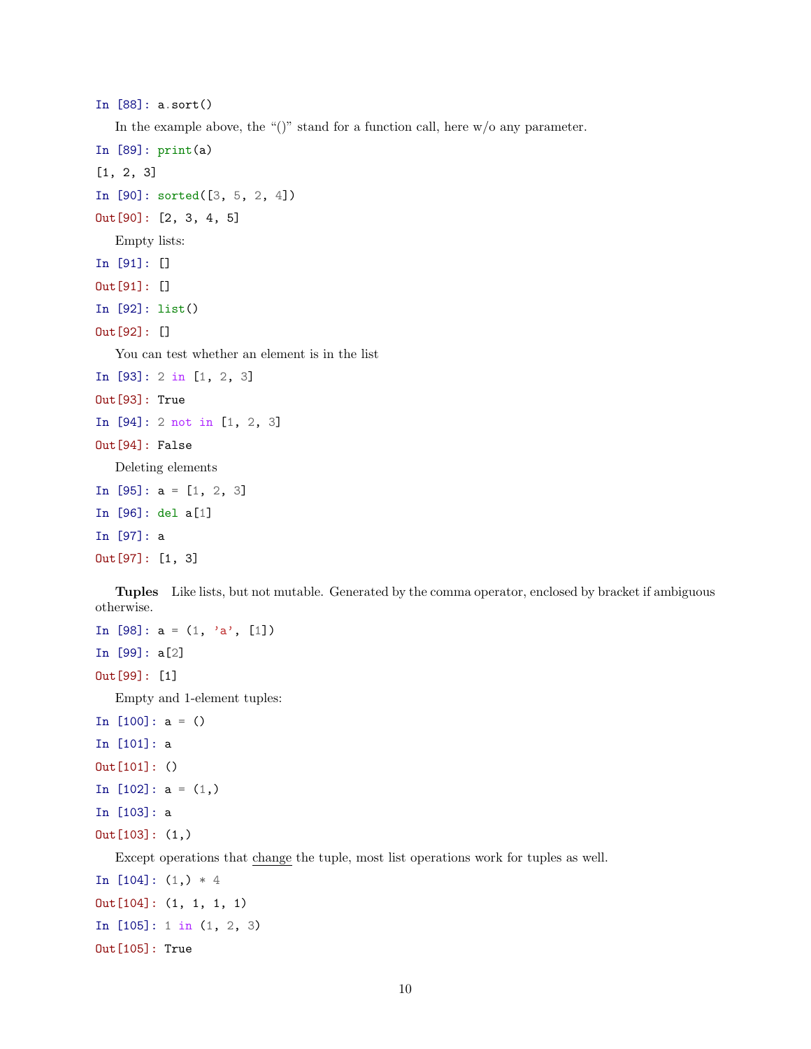```
In [88]: a.sort()
```

In the example above, the "()" stand for a function call, here w/o any parameter.

```
In [89]: print(a)
```

```
[1, 2, 3]
```

```
In [90]: sorted([3, 5, 2, 4])
```

```
Out[90]: [2, 3, 4, 5]
```

Empty lists:

```
In [91]: []
```

```
Out[91]: []
```

```
In [92]: list()
```

```
Out[92]: []
```

You can test whether an element is in the list

```
In [93]: 2 in [1, 2, 3]
```

```
Out[93]: True
```

```
In [94]: 2 not in [1, 2, 3]
```

```
Out[94]: False
```

Deleting elements

```
In [95]: a = [1, 2, 3]
```

```
In [96]: del a[1]
```

```
In [97]: a
```

```
Out[97]: [1, 3]
```

**Tuples** Like lists, but not mutable. Generated by the comma operator, enclosed by bracket if ambiguous otherwise.

```
In [98]: a = (1, 'a', [1])
```

```
In [99]: a[2]
```

```
Out[99]: [1]
```

Empty and 1-element tuples:

```
In [100]: a = ()
```

```
In [101]: a
```

```
Out[101]: ()
```

```
In [102]: a = (1,)
```

```
In [103]: a
```

```
Out[103]: (1,)
```

Except operations that change the tuple, most list operations work for tuples as well.

```
In [104]: (1,) * 4
```

```
Out[104]: (1, 1, 1, 1)
```

```
In [105]: 1 in (1, 2, 3)
```

```
Out[105]: True
```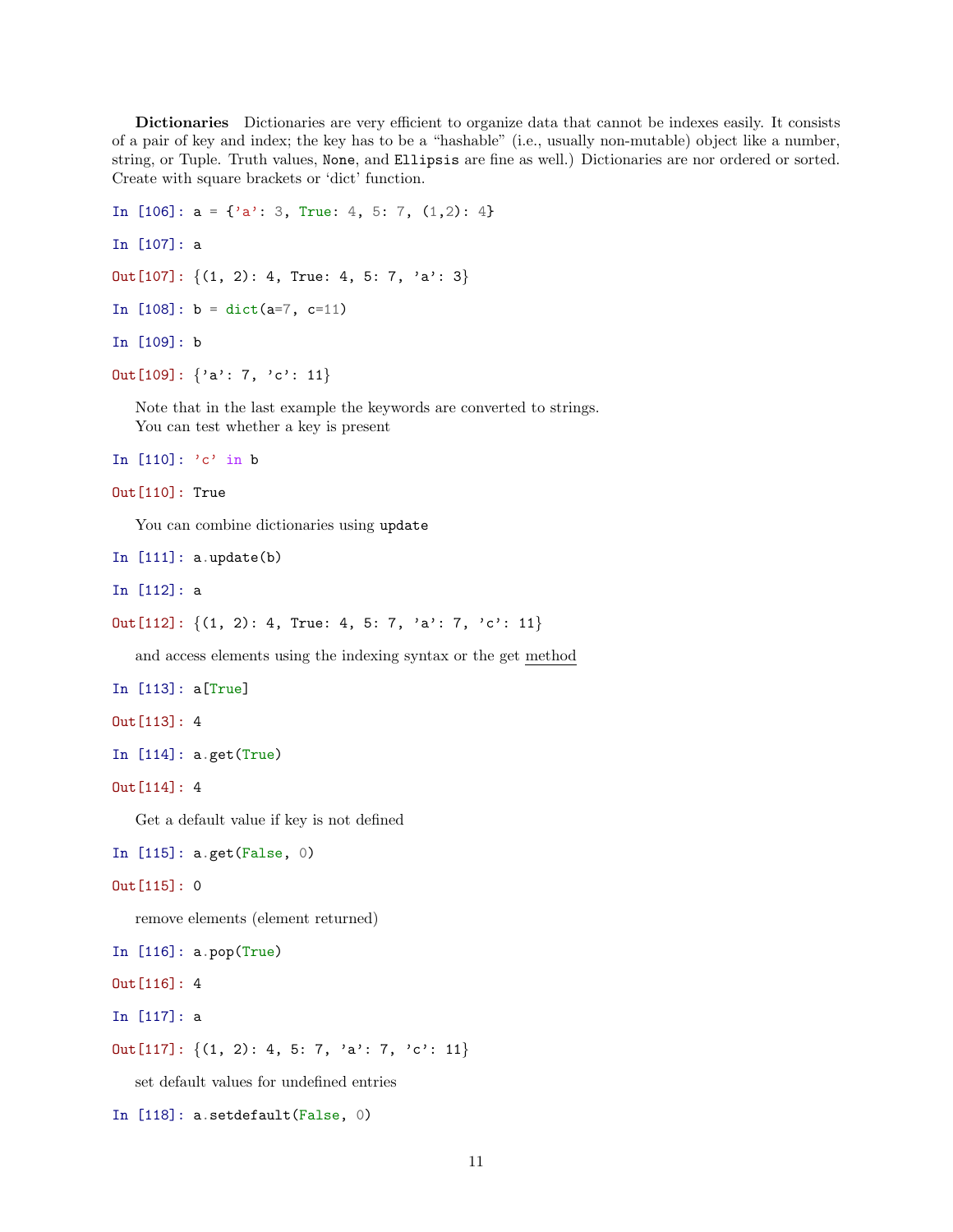**Dictionaries** Dictionaries are very efficient to organize data that cannot be indexes easily. It consists of a pair of key and index; the key has to be a "hashable" (i.e., usually non-mutable) object like a number, string, or Tuple. Truth values, `None`, and `Ellipsis` are fine as well.) Dictionaries are nor ordered or sorted. Create with square brackets or 'dict' function.

```
In [106]: a = {'a': 3, True: 4, 5: 7, (1,2): 4}

In [107]: a

Out[107]: {(1, 2): 4, True: 4, 5: 7, 'a': 3}

In [108]: b = dict(a=7, c=11)

In [109]: b

Out[109]: {'a': 7, 'c': 11}
```

Note that in the last example the keywords are converted to strings.
You can test whether a key is present

```
In [110]: 'c' in b

Out[110]: True
```

You can combine dictionaries using `update`

```
In [111]: a.update(b)

In [112]: a

Out[112]: {(1, 2): 4, True: 4, 5: 7, 'a': 7, 'c': 11}
```

and access elements using the indexing syntax or the get method

```
In [113]: a[True]

Out[113]: 4

In [114]: a.get(True)

Out[114]: 4
```

Get a default value if key is not defined

```
In [115]: a.get(False, 0)

Out[115]: 0
```

remove elements (element returned)

```
In [116]: a.pop(True)

Out[116]: 4

In [117]: a

Out[117]: {(1, 2): 4, 5: 7, 'a': 7, 'c': 11}
```

set default values for undefined entries

```
In [118]: a.setdefault(False, 0)
```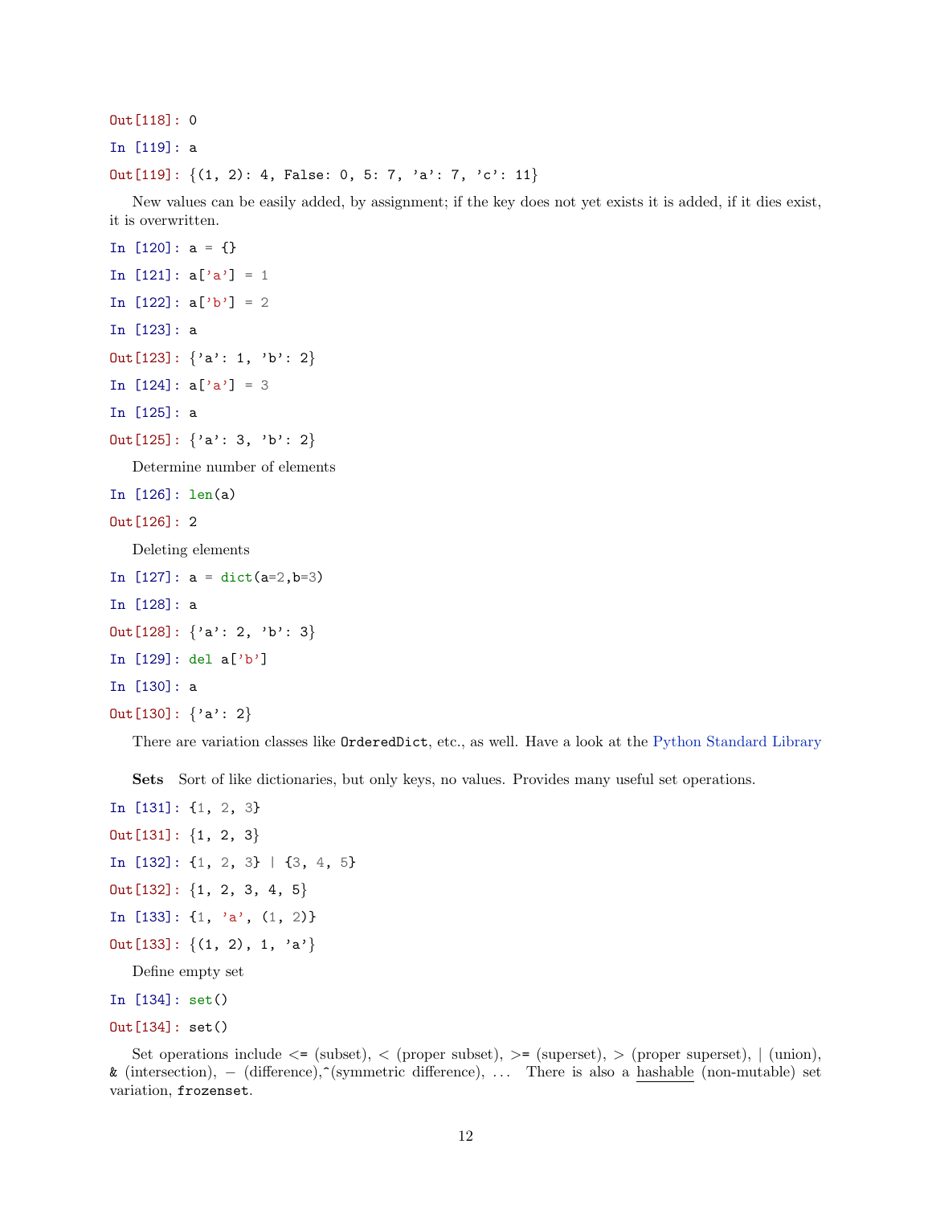```
Out[118]: 0
```

```
In [119]: a
```

```
Out[119]: {(1, 2): 4, False: 0, 5: 7, 'a': 7, 'c': 11}
```

New values can be easily added, by assignment; if the key does not yet exists it is added, if it dies exist, it is overwritten.

```
In [120]: a = {}
```

```
In [121]: a['a'] = 1
```

```
In [122]: a['b'] = 2
```

```
In [123]: a
```

```
Out[123]: {'a': 1, 'b': 2}
```

```
In [124]: a['a'] = 3
```

```
In [125]: a
```

```
Out[125]: {'a': 3, 'b': 2}
```

Determine number of elements

```
In [126]: len(a)
```

```
Out[126]: 2
```

Deleting elements

```
In [127]: a = dict(a=2,b=3)
```

```
In [128]: a
```

```
Out[128]: {'a': 2, 'b': 3}
```

```
In [129]: del a['b']
```

```
In [130]: a
```

```
Out[130]: {'a': 2}
```

There are variation classes like `OrderedDict`, etc., as well. Have a look at the Python Standard Library

**Sets** Sort of like dictionaries, but only keys, no values. Provides many useful set operations.

```
In [131]: {1, 2, 3}
```

```
Out[131]: {1, 2, 3}
```

```
In [132]: {1, 2, 3} | {3, 4, 5}
```

```
Out[132]: {1, 2, 3, 4, 5}
```

```
In [133]: {1, 'a', (1, 2)}
```

```
Out[133]: {(1, 2), 1, 'a'}
```

Define empty set

```
In [134]: set()
```

```
Out[134]: set()
```

Set operations include `<=` (subset), < (proper subset), `>=` (superset), > (proper superset), | (union), `&` (intersection), − (difference),^(symmetric difference), ... There is also a hashable (non-mutable) set variation, `frozenset`.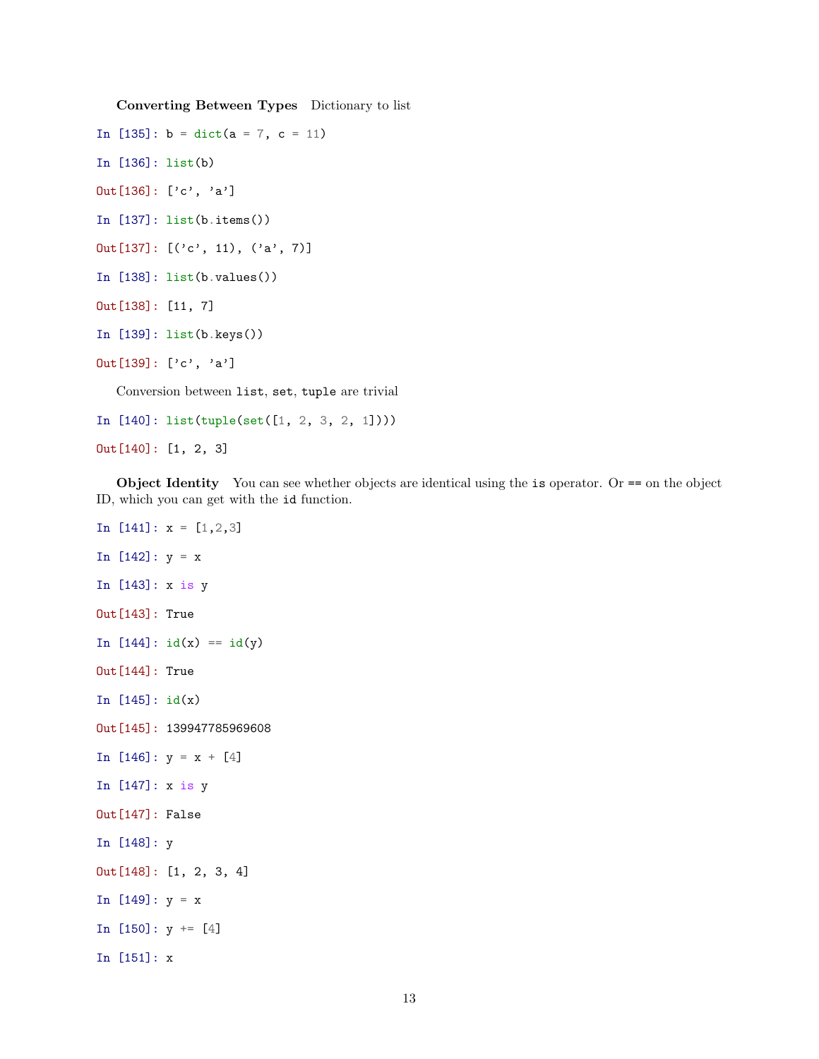**Converting Between Types** Dictionary to list

```
In [135]: b = dict(a = 7, c = 11)

In [136]: list(b)

Out[136]: ['c', 'a']

In [137]: list(b.items())

Out[137]: [('c', 11), ('a', 7)]

In [138]: list(b.values())

Out[138]: [11, 7]

In [139]: list(b.keys())

Out[139]: ['c', 'a']
```

Conversion between `list`, `set`, `tuple` are trivial

```
In [140]: list(tuple(set([1, 2, 3, 2, 1])))

Out[140]: [1, 2, 3]
```

**Object Identity** You can see whether objects are identical using the `is` operator. Or `==` on the object ID, which you can get with the `id` function.

```
In [141]: x = [1,2,3]

In [142]: y = x

In [143]: x is y

Out[143]: True

In [144]: id(x) == id(y)

Out[144]: True

In [145]: id(x)

Out[145]: 139947785969608

In [146]: y = x + [4]

In [147]: x is y

Out[147]: False

In [148]: y

Out[148]: [1, 2, 3, 4]

In [149]: y = x

In [150]: y += [4]

In [151]: x
```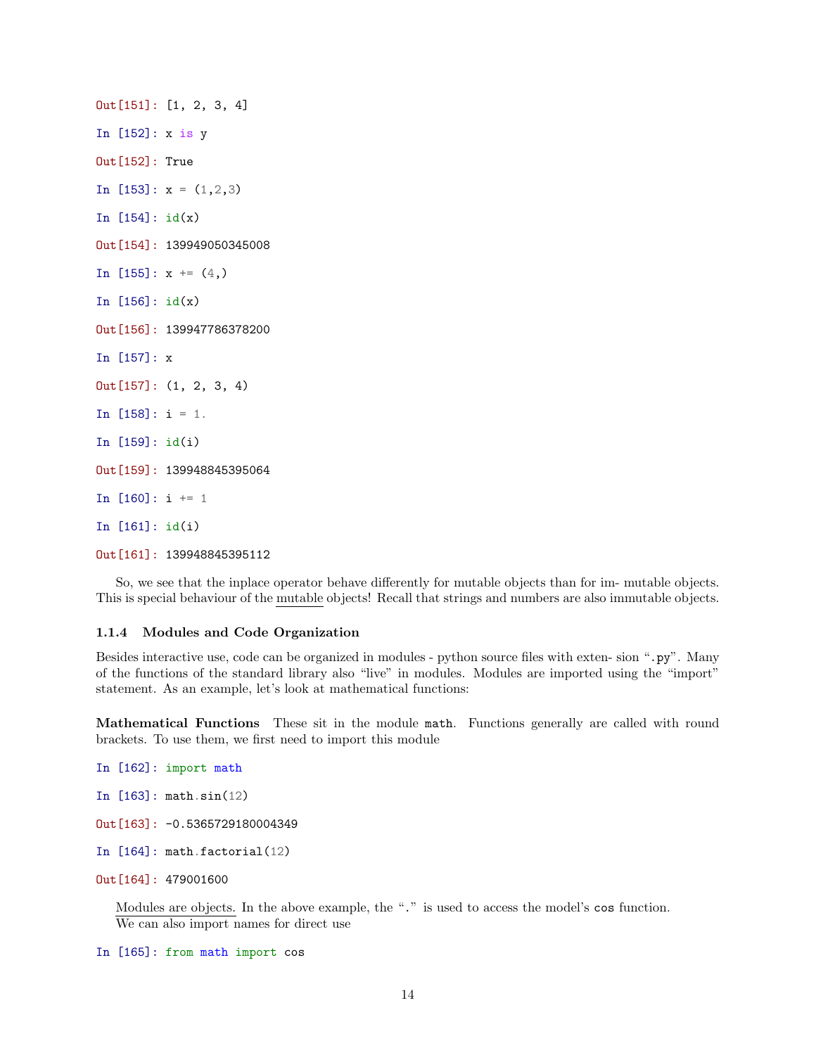```
Out[151]: [1, 2, 3, 4]

In [152]: x is y

Out[152]: True

In [153]: x = (1,2,3)

In [154]: id(x)

Out[154]: 139949050345008

In [155]: x += (4,)

In [156]: id(x)

Out[156]: 139947786378200

In [157]: x

Out[157]: (1, 2, 3, 4)

In [158]: i = 1.

In [159]: id(i)

Out[159]: 139948845395064

In [160]: i += 1

In [161]: id(i)

Out[161]: 139948845395112
```

So, we see that the inplace operator behave differently for mutable objects than for im- mutable objects. This is special behaviour of the mutable objects! Recall that strings and numbers are also immutable objects.

#### 1.1.4 Modules and Code Organization

Besides interactive use, code can be organized in modules - python source files with exten- sion ".py". Many of the functions of the standard library also "live" in modules. Modules are imported using the "import" statement. As an example, let's look at mathematical functions:

**Mathematical Functions** These sit in the module `math`. Functions generally are called with round brackets. To use them, we first need to import this module

```
In [162]: import math

In [163]: math.sin(12)

Out[163]: -0.5365729180004349

In [164]: math.factorial(12)

Out[164]: 479001600
```

Modules are objects. In the above example, the "." is used to access the model's `cos` function.
We can also import names for direct use

```
In [165]: from math import cos
```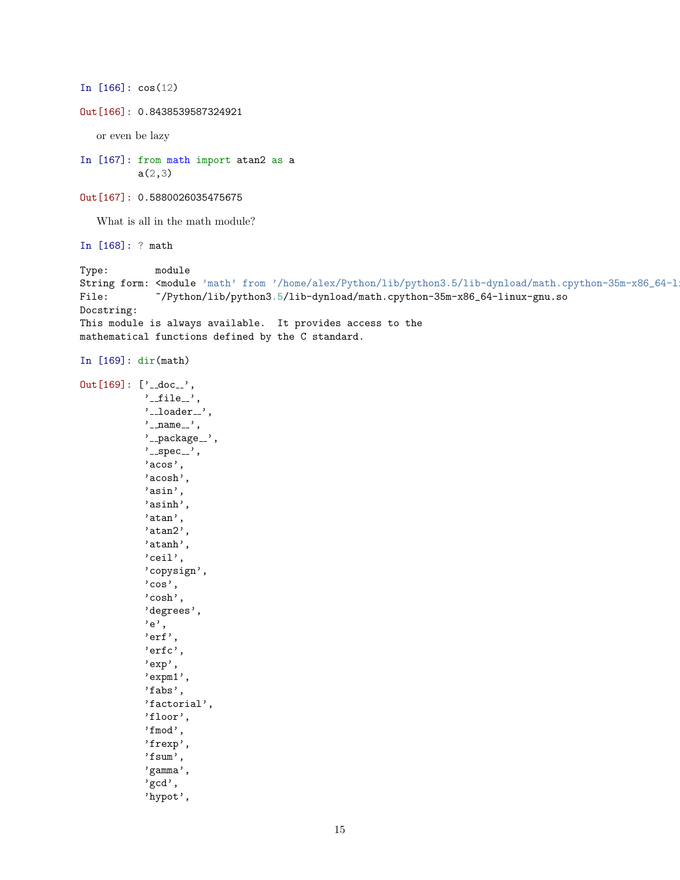```
In [166]: cos(12)
```

```
Out[166]: 0.8438539587324921
```

or even be lazy

```
In [167]: from math import atan2 as a
          a(2,3)
```

```
Out[167]: 0.5880026035475675
```

What is all in the math module?

```
In [168]: ? math
```

```
Type:        module
String form: <module 'math' from '/home/alex/Python/lib/python3.5/lib-dynload/math.cpython-35m-x86_64-li
File:        ~/Python/lib/python3.5/lib-dynload/math.cpython-35m-x86_64-linux-gnu.so
Docstring:
This module is always available.  It provides access to the
mathematical functions defined by the C standard.
```

```
In [169]: dir(math)
```

```
Out[169]: ['__doc__',
           '__file__',
           '__loader__',
           '__name__',
           '__package__',
           '__spec__',
           'acos',
           'acosh',
           'asin',
           'asinh',
           'atan',
           'atan2',
           'atanh',
           'ceil',
           'copysign',
           'cos',
           'cosh',
           'degrees',
           'e',
           'erf',
           'erfc',
           'exp',
           'expm1',
           'fabs',
           'factorial',
           'floor',
           'fmod',
           'frexp',
           'fsum',
           'gamma',
           'gcd',
           'hypot',
```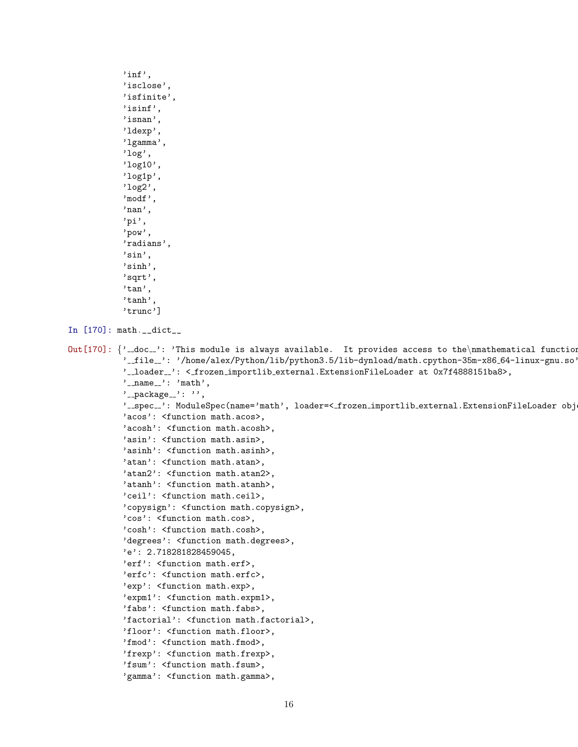```
 'inf',
 'isclose',
 'isfinite',
 'isinf',
 'isnan',
 'ldexp',
 'lgamma',
 'log',
 'log10',
 'log1p',
 'log2',
 'modf',
 'nan',
 'pi',
 'pow',
 'radians',
 'sin',
 'sinh',
 'sqrt',
 'tan',
 'tanh',
 'trunc']
```

```
In [170]: math.__dict__
```

```
Out[170]: {'__doc__': 'This module is always available.  It provides access to the\nmathematical function
 '__file__': '/home/alex/Python/lib/python3.5/lib-dynload/math.cpython-35m-x86_64-linux-gnu.so'
 '__loader__': <_frozen_importlib_external.ExtensionFileLoader at 0x7f4888151ba8>,
 '__name__': 'math',
 '__package__': '',
 '__spec__': ModuleSpec(name='math', loader=<_frozen_importlib_external.ExtensionFileLoader obj
 'acos': <function math.acos>,
 'acosh': <function math.acosh>,
 'asin': <function math.asin>,
 'asinh': <function math.asinh>,
 'atan': <function math.atan>,
 'atan2': <function math.atan2>,
 'atanh': <function math.atanh>,
 'ceil': <function math.ceil>,
 'copysign': <function math.copysign>,
 'cos': <function math.cos>,
 'cosh': <function math.cosh>,
 'degrees': <function math.degrees>,
 'e': 2.718281828459045,
 'erf': <function math.erf>,
 'erfc': <function math.erfc>,
 'exp': <function math.exp>,
 'expm1': <function math.expm1>,
 'fabs': <function math.fabs>,
 'factorial': <function math.factorial>,
 'floor': <function math.floor>,
 'fmod': <function math.fmod>,
 'frexp': <function math.frexp>,
 'fsum': <function math.fsum>,
 'gamma': <function math.gamma>,
```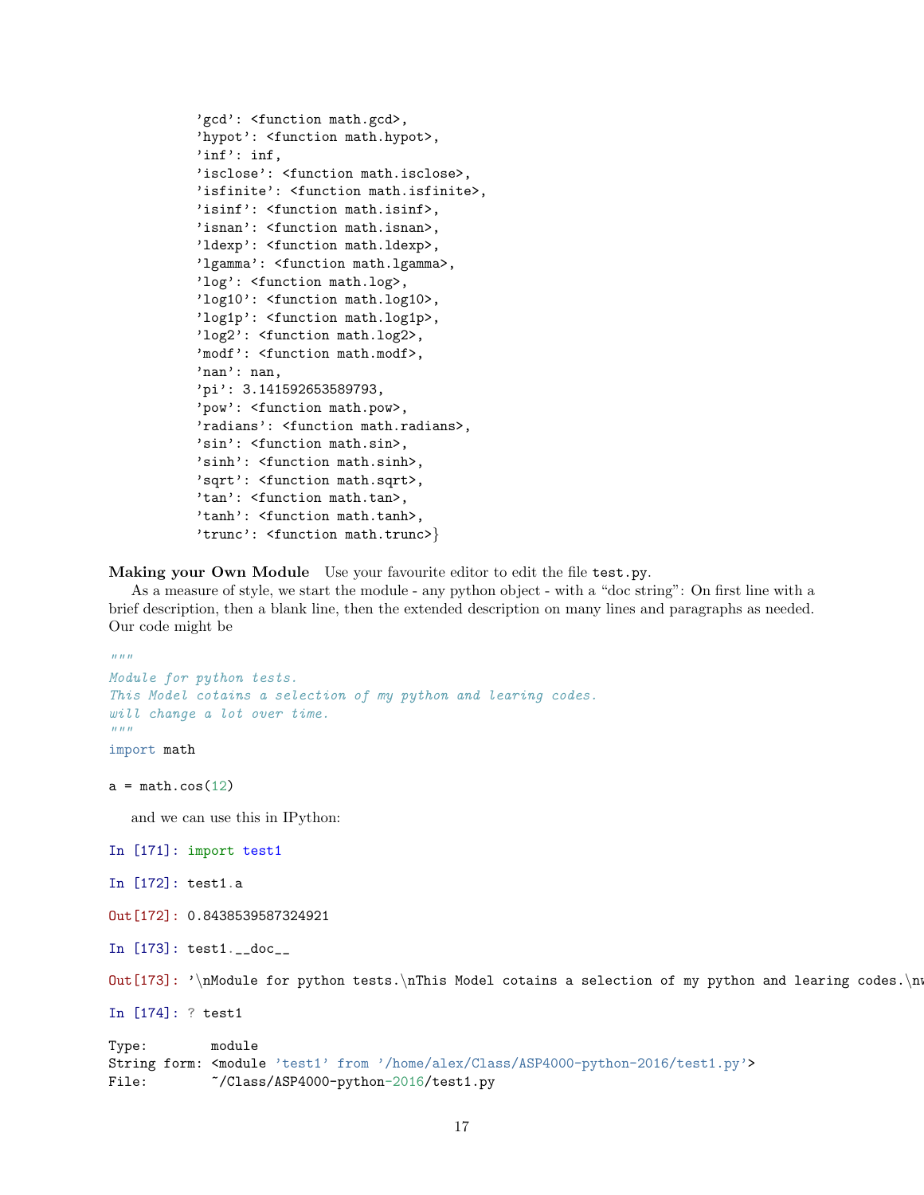```
 'gcd': <function math.gcd>,
 'hypot': <function math.hypot>,
 'inf': inf,
 'isclose': <function math.isclose>,
 'isfinite': <function math.isfinite>,
 'isinf': <function math.isinf>,
 'isnan': <function math.isnan>,
 'ldexp': <function math.ldexp>,
 'lgamma': <function math.lgamma>,
 'log': <function math.log>,
 'log10': <function math.log10>,
 'log1p': <function math.log1p>,
 'log2': <function math.log2>,
 'modf': <function math.modf>,
 'nan': nan,
 'pi': 3.141592653589793,
 'pow': <function math.pow>,
 'radians': <function math.radians>,
 'sin': <function math.sin>,
 'sinh': <function math.sinh>,
 'sqrt': <function math.sqrt>,
 'tan': <function math.tan>,
 'tanh': <function math.tanh>,
 'trunc': <function math.trunc>}
```

**Making your Own Module** Use your favourite editor to edit the file `test.py`.

As a measure of style, we start the module - any python object - with a "doc string": On first line with a brief description, then a blank line, then the extended description on many lines and paragraphs as needed. Our code might be

```python
"""
Module for python tests.
This Model cotains a selection of my python and learing codes.
will change a lot over time.
"""
import math

a = math.cos(12)
```

and we can use this in IPython:

```
In [171]: import test1

In [172]: test1.a

Out[172]: 0.8438539587324921

In [173]: test1.__doc__

Out[173]: '\nModule for python tests.\nThis Model cotains a selection of my python and learing codes.\nw

In [174]: ? test1

Type:        module
String form: <module 'test1' from '/home/alex/Class/ASP4000-python-2016/test1.py'>
File:        ~/Class/ASP4000-python-2016/test1.py
```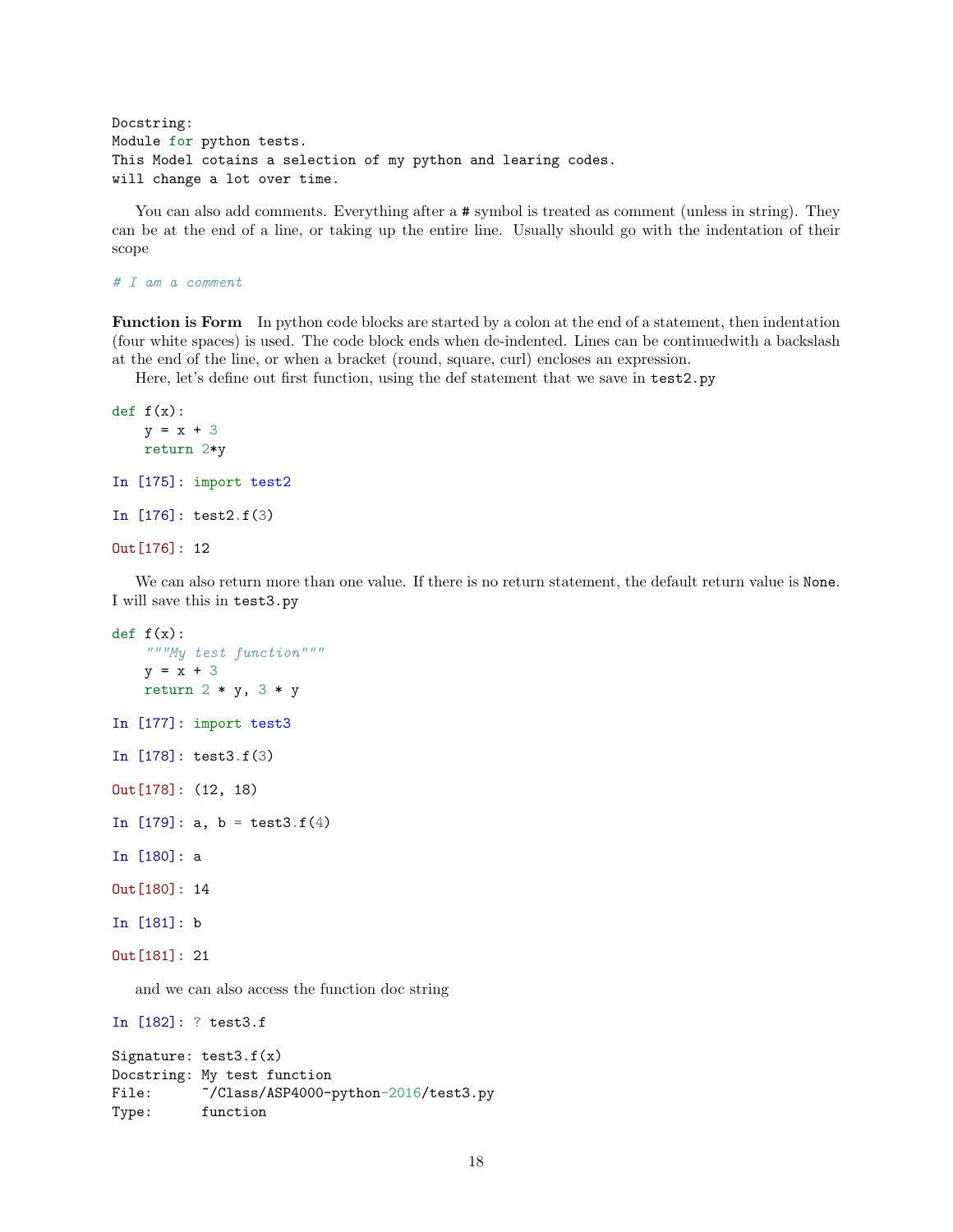```
Docstring:
Module for python tests.
This Model cotains a selection of my python and learing codes.
will change a lot over time.
```

You can also add comments. Everything after a # symbol is treated as comment (unless in string). They can be at the end of a line, or taking up the entire line. Usually should go with the indentation of their scope

```
# I am a comment
```

**Function is Form** In python code blocks are started by a colon at the end of a statement, then indentation (four white spaces) is used. The code block ends when de-indented. Lines can be continuedwith a backslash at the end of the line, or when a bracket (round, square, curl) encloses an expression.

Here, let's define out first function, using the def statement that we save in `test2.py`

```
def f(x):
    y = x + 3
    return 2*y
```

```
In [175]: import test2

In [176]: test2.f(3)

Out[176]: 12
```

We can also return more than one value. If there is no return statement, the default return value is `None`. I will save this in `test3.py`

```
def f(x):
    """My test function"""
    y = x + 3
    return 2 * y, 3 * y
```

```
In [177]: import test3

In [178]: test3.f(3)

Out[178]: (12, 18)

In [179]: a, b = test3.f(4)

In [180]: a

Out[180]: 14

In [181]: b

Out[181]: 21
```

and we can also access the function doc string

```
In [182]: ? test3.f

Signature: test3.f(x)
Docstring: My test function
File:      ~/Class/ASP4000-python-2016/test3.py
Type:      function
```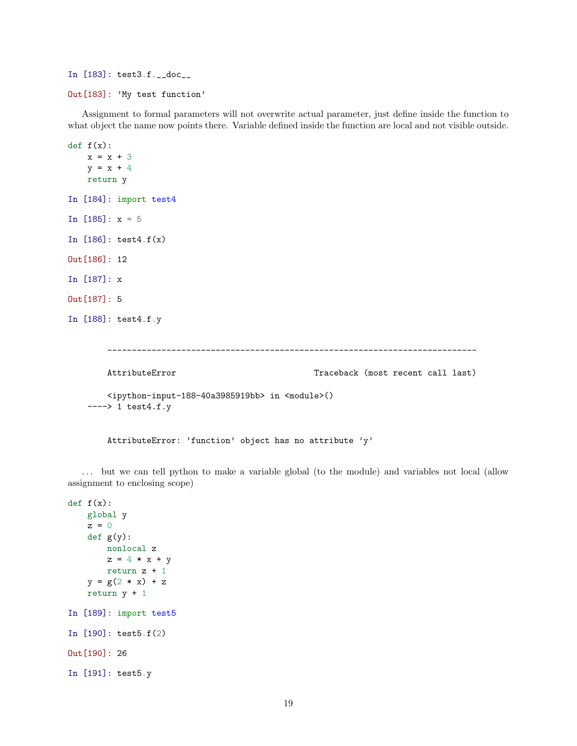In [183]: test3.f.__doc__

Out[183]: 'My test function'

Assignment to formal parameters will not overwrite actual parameter, just define inside the function to what object the name now points there. Variable defined inside the function are local and not visible outside.

```
def f(x):
    x = x + 3
    y = x + 4
    return y
```

In [184]: import test4

In [185]: x = 5

In [186]: test4.f(x)

Out[186]: 12

In [187]: x

Out[187]: 5

In [188]: test4.f.y

```
        ---------------------------------------------------------------------------

        AttributeError                            Traceback (most recent call last)

        <ipython-input-188-40a3985919bb> in <module>()
    ----> 1 test4.f.y


        AttributeError: 'function' object has no attribute 'y'
```

... but we can tell python to make a variable global (to the module) and variables not local (allow assignment to enclosing scope)

```
def f(x):
    global y
    z = 0
    def g(y):
        nonlocal z
        z = 4 * x + y
        return z + 1
    y = g(2 * x) + z
    return y + 1
```

In [189]: import test5

In [190]: test5.f(2)

Out[190]: 26

In [191]: test5.y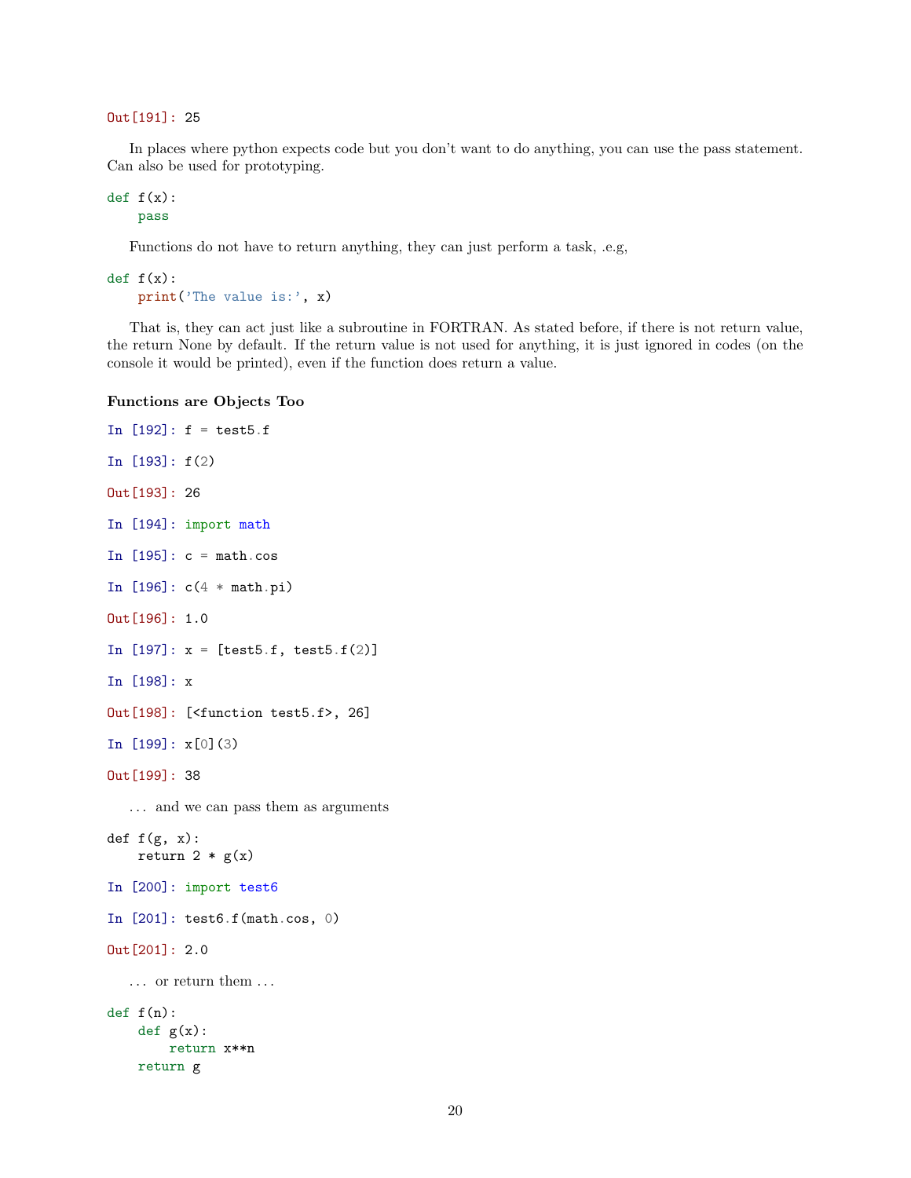```
Out[191]: 25
```

In places where python expects code but you don't want to do anything, you can use the pass statement. Can also be used for prototyping.

```
def f(x):
    pass
```

Functions do not have to return anything, they can just perform a task, .e.g,

```
def f(x):
    print('The value is:', x)
```

That is, they can act just like a subroutine in FORTRAN. As stated before, if there is not return value, the return None by default. If the return value is not used for anything, it is just ignored in codes (on the console it would be printed), even if the function does return a value.

**Functions are Objects Too**

```
In [192]: f = test5.f

In [193]: f(2)

Out[193]: 26

In [194]: import math

In [195]: c = math.cos

In [196]: c(4 * math.pi)

Out[196]: 1.0

In [197]: x = [test5.f, test5.f(2)]

In [198]: x

Out[198]: [<function test5.f>, 26]

In [199]: x[0](3)

Out[199]: 38
```

... and we can pass them as arguments

```
def f(g, x):
    return 2 * g(x)
```

```
In [200]: import test6

In [201]: test6.f(math.cos, 0)

Out[201]: 2.0
```

... or return them ...

```
def f(n):
    def g(x):
        return x**n
    return g
```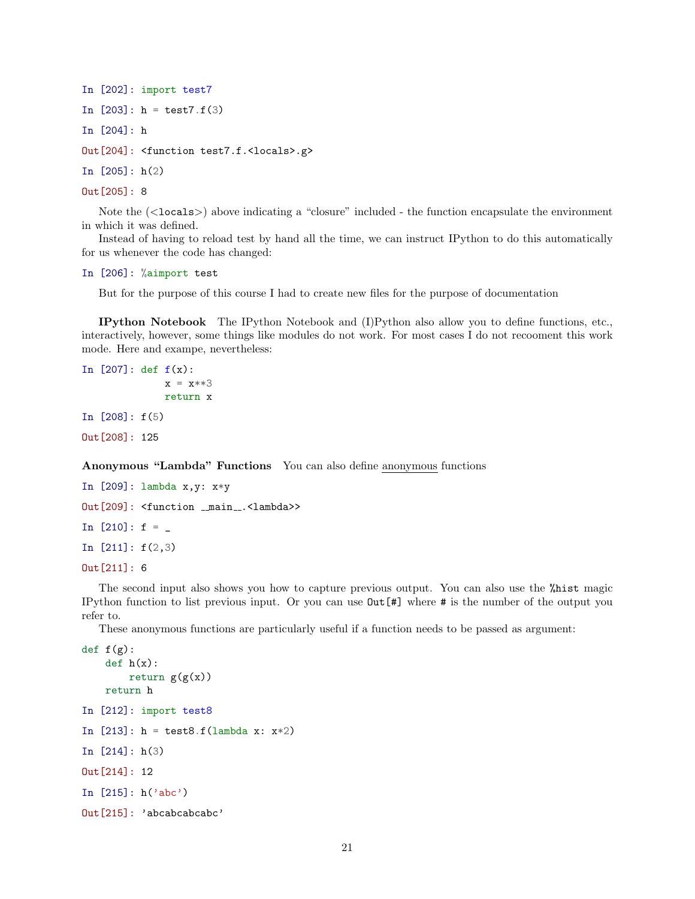```
In [202]: import test7

In [203]: h = test7.f(3)

In [204]: h

Out[204]: <function test7.f.<locals>.g>

In [205]: h(2)

Out[205]: 8
```

Note the (<locals>) above indicating a "closure" included - the function encapsulate the environment in which it was defined.

Instead of having to reload test by hand all the time, we can instruct IPython to do this automatically for us whenever the code has changed:

```
In [206]: %aimport test
```

But for the purpose of this course I had to create new files for the purpose of documentation

**IPython Notebook** The IPython Notebook and (I)Python also allow you to define functions, etc., interactively, however, some things like modules do not work. For most cases I do not recooment this work mode. Here and exampe, nevertheless:

```
In [207]: def f(x):
              x = x**3
              return x

In [208]: f(5)

Out[208]: 125
```

**Anonymous "Lambda" Functions** You can also define anonymous functions

```
In [209]: lambda x,y: x*y

Out[209]: <function __main__.<lambda>>

In [210]: f = _

In [211]: f(2,3)

Out[211]: 6
```

The second input also shows you how to capture previous output. You can also use the %hist magic IPython function to list previous input. Or you can use Out[#] where # is the number of the output you refer to.

These anonymous functions are particularly useful if a function needs to be passed as argument:

```
def f(g):
    def h(x):
        return g(g(x))
    return h
```

```
In [212]: import test8

In [213]: h = test8.f(lambda x: x*2)

In [214]: h(3)

Out[214]: 12

In [215]: h('abc')

Out[215]: 'abcabcabcabc'
```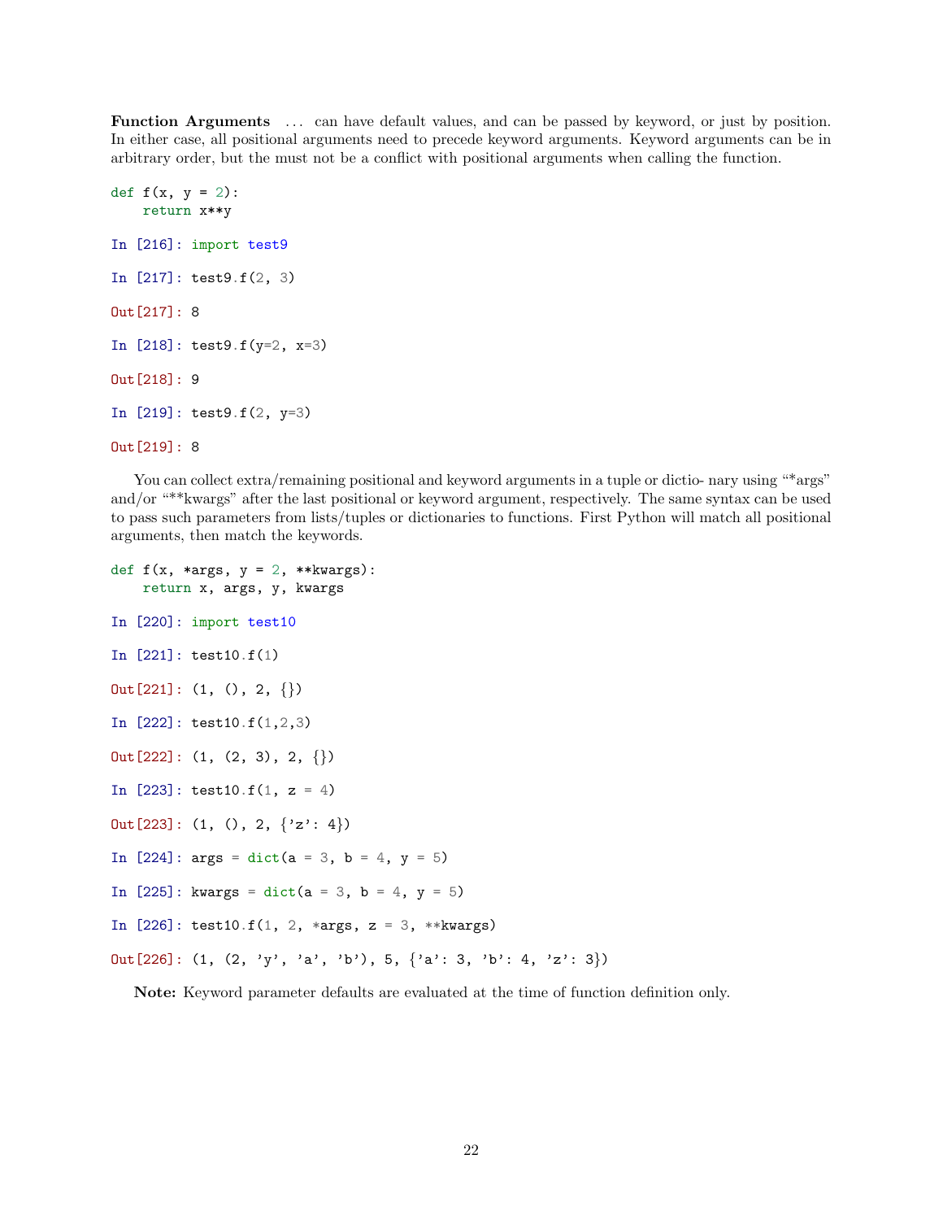**Function Arguments** ... can have default values, and can be passed by keyword, or just by position. In either case, all positional arguments need to precede keyword arguments. Keyword arguments can be in arbitrary order, but the must not be a conflict with positional arguments when calling the function.

```
def f(x, y = 2):
    return x**y
```

```
In [216]: import test9

In [217]: test9.f(2, 3)

Out[217]: 8

In [218]: test9.f(y=2, x=3)

Out[218]: 9

In [219]: test9.f(2, y=3)

Out[219]: 8
```

You can collect extra/remaining positional and keyword arguments in a tuple or dictio- nary using "*args" and/or "**kwargs" after the last positional or keyword argument, respectively. The same syntax can be used to pass such parameters from lists/tuples or dictionaries to functions. First Python will match all positional arguments, then match the keywords.

```
def f(x, *args, y = 2, **kwargs):
    return x, args, y, kwargs
```

```
In [220]: import test10

In [221]: test10.f(1)

Out[221]: (1, (), 2, {})

In [222]: test10.f(1,2,3)

Out[222]: (1, (2, 3), 2, {})

In [223]: test10.f(1, z = 4)

Out[223]: (1, (), 2, {'z': 4})

In [224]: args = dict(a = 3, b = 4, y = 5)

In [225]: kwargs = dict(a = 3, b = 4, y = 5)

In [226]: test10.f(1, 2, *args, z = 3, **kwargs)

Out[226]: (1, (2, 'y', 'a', 'b'), 5, {'a': 3, 'b': 4, 'z': 3})
```

**Note:** Keyword parameter defaults are evaluated at the time of function definition only.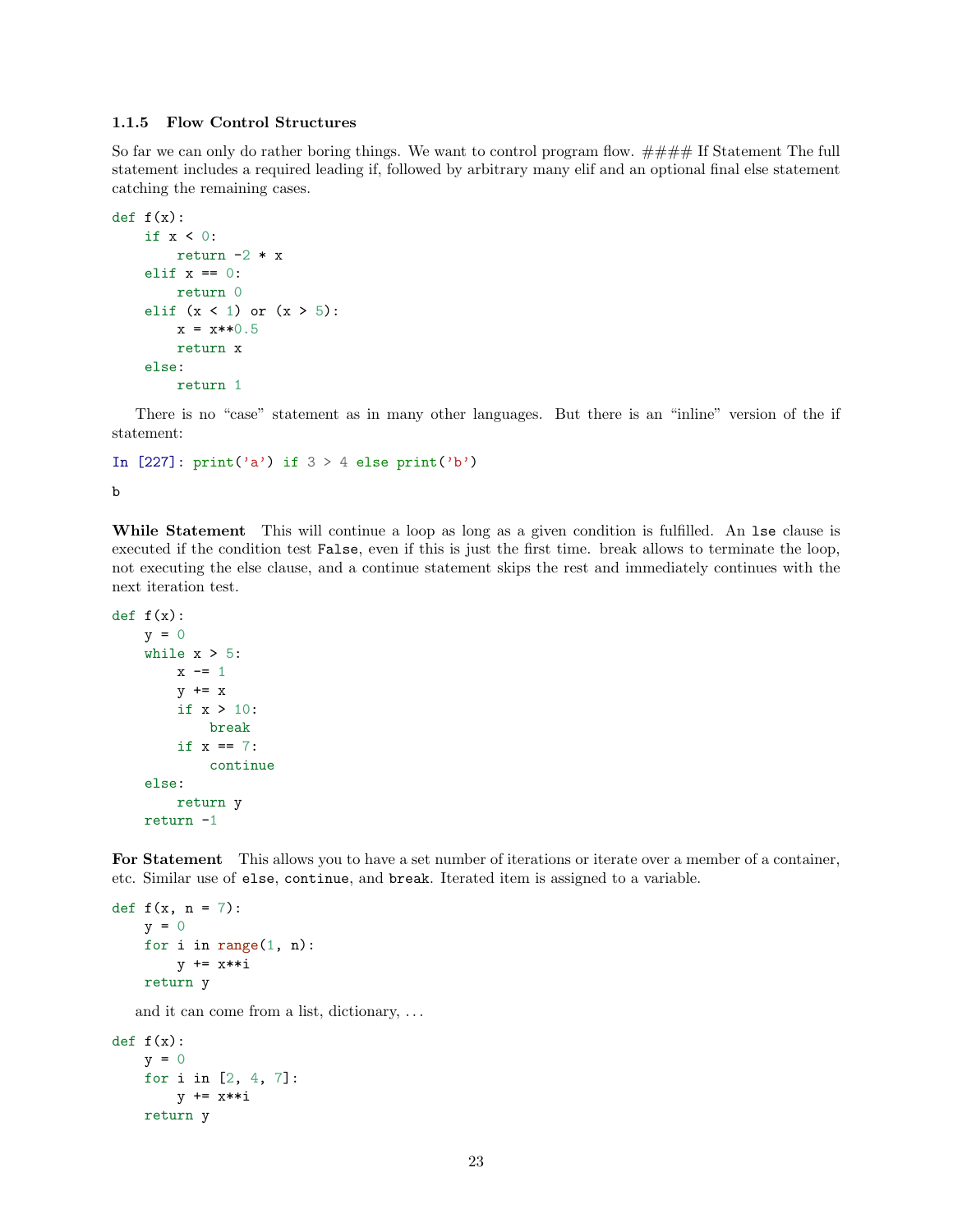### 1.1.5 Flow Control Structures

So far we can only do rather boring things. We want to control program flow. #### If Statement The full statement includes a required leading if, followed by arbitrary many elif and an optional final else statement catching the remaining cases.

```
def f(x):
    if x < 0:
        return -2 * x
    elif x == 0:
        return 0
    elif (x < 1) or (x > 5):
        x = x**0.5
        return x
    else:
        return 1
```

There is no "case" statement as in many other languages. But there is an "inline" version of the if statement:

```
In [227]: print('a') if 3 > 4 else print('b')
```

```
b
```

**While Statement** This will continue a loop as long as a given condition is fulfilled. An `lse` clause is executed if the condition test `False`, even if this is just the first time. break allows to terminate the loop, not executing the else clause, and a continue statement skips the rest and immediately continues with the next iteration test.

```
def f(x):
    y = 0
    while x > 5:
        x -= 1
        y += x
        if x > 10:
            break
        if x == 7:
            continue
    else:
        return y
    return -1
```

**For Statement** This allows you to have a set number of iterations or iterate over a member of a container, etc. Similar use of `else`, `continue`, and `break`. Iterated item is assigned to a variable.

```
def f(x, n = 7):
    y = 0
    for i in range(1, n):
        y += x**i
    return y
```

and it can come from a list, dictionary, ...

```
def f(x):
    y = 0
    for i in [2, 4, 7]:
        y += x**i
    return y
```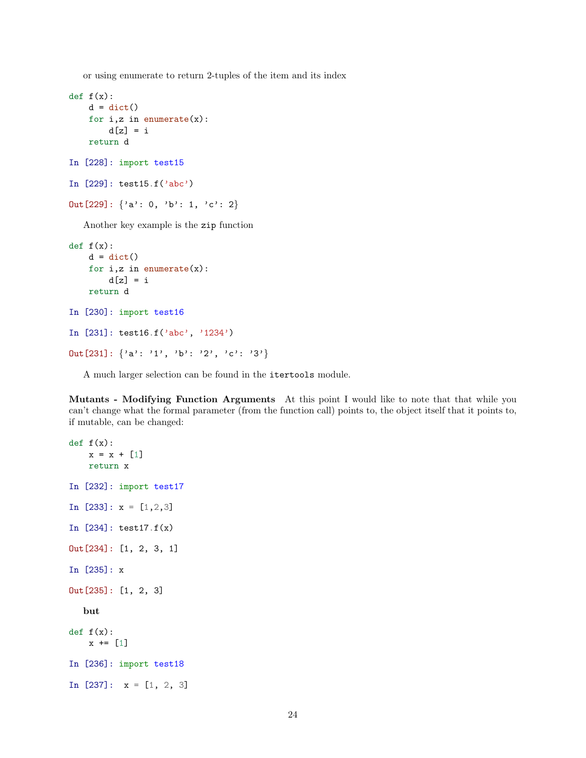or using enumerate to return 2-tuples of the item and its index

```
def f(x):
    d = dict()
    for i,z in enumerate(x):
        d[z] = i
    return d
```

```
In [228]: import test15

In [229]: test15.f('abc')

Out[229]: {'a': 0, 'b': 1, 'c': 2}
```

Another key example is the `zip` function

```
def f(x):
    d = dict()
    for i,z in enumerate(x):
        d[z] = i
    return d
```

```
In [230]: import test16

In [231]: test16.f('abc', '1234')

Out[231]: {'a': '1', 'b': '2', 'c': '3'}
```

A much larger selection can be found in the `itertools` module.

**Mutants - Modifying Function Arguments** At this point I would like to note that that while you can't change what the formal parameter (from the function call) points to, the object itself that it points to, if mutable, can be changed:

```
def f(x):
    x = x + [1]
    return x
```

```
In [232]: import test17

In [233]: x = [1,2,3]

In [234]: test17.f(x)

Out[234]: [1, 2, 3, 1]

In [235]: x

Out[235]: [1, 2, 3]
```

**but**

```
def f(x):
    x += [1]
```

```
In [236]: import test18

In [237]:  x = [1, 2, 3]
```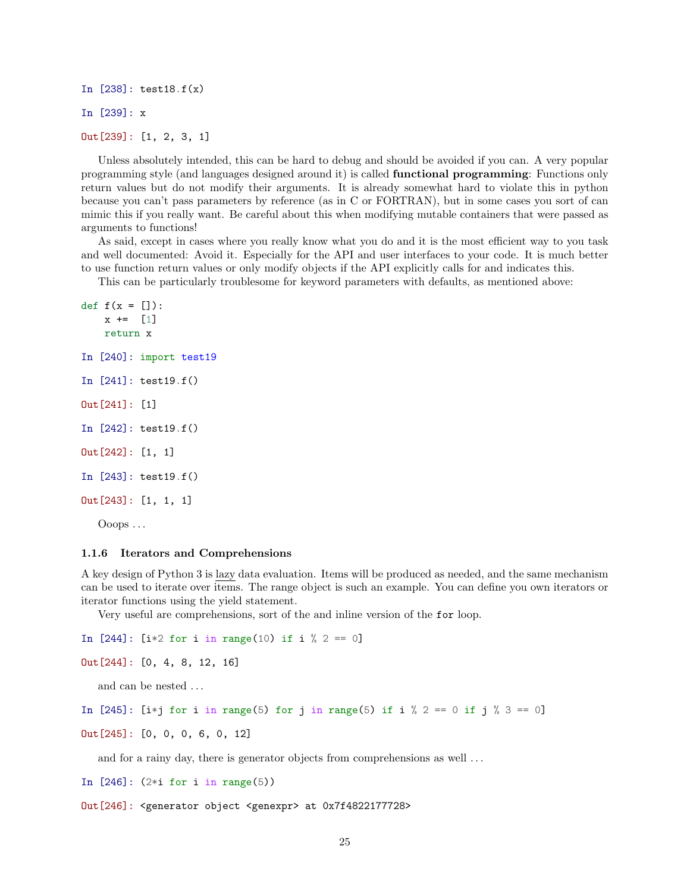```
In [238]: test18.f(x)

In [239]: x

Out[239]: [1, 2, 3, 1]
```

Unless absolutely intended, this can be hard to debug and should be avoided if you can. A very popular programming style (and languages designed around it) is called **functional programming**: Functions only return values but do not modify their arguments. It is already somewhat hard to violate this in python because you can't pass parameters by reference (as in C or FORTRAN), but in some cases you sort of can mimic this if you really want. Be careful about this when modifying mutable containers that were passed as arguments to functions!

As said, except in cases where you really know what you do and it is the most efficient way to you task and well documented: Avoid it. Especially for the API and user interfaces to your code. It is much better to use function return values or only modify objects if the API explicitly calls for and indicates this.

This can be particularly troublesome for keyword parameters with defaults, as mentioned above:

```
def f(x = []):
    x +=  [1]
    return x
```

```
In [240]: import test19

In [241]: test19.f()

Out[241]: [1]

In [242]: test19.f()

Out[242]: [1, 1]

In [243]: test19.f()

Out[243]: [1, 1, 1]
```

Ooops ...

### 1.1.6 Iterators and Comprehensions

A key design of Python 3 is lazy data evaluation. Items will be produced as needed, and the same mechanism can be used to iterate over items. The range object is such an example. You can define you own iterators or iterator functions using the yield statement.

Very useful are comprehensions, sort of the and inline version of the `for` loop.

```
In [244]: [i*2 for i in range(10) if i % 2 == 0]

Out[244]: [0, 4, 8, 12, 16]
```

and can be nested ...

```
In [245]: [i*j for i in range(5) for j in range(5) if i % 2 == 0 if j % 3 == 0]

Out[245]: [0, 0, 0, 6, 0, 12]
```

and for a rainy day, there is generator objects from comprehensions as well ...

```
In [246]: (2*i for i in range(5))

Out[246]: <generator object <genexpr> at 0x7f4822177728>
```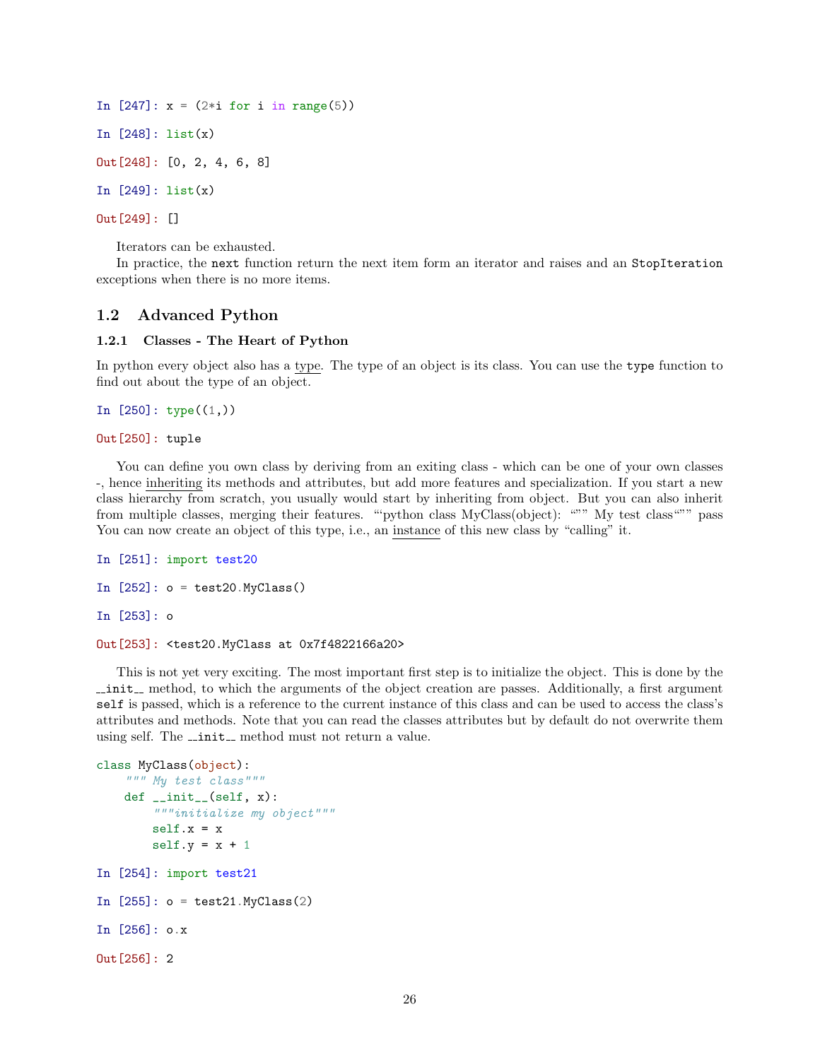```
In [247]: x = (2*i for i in range(5))

In [248]: list(x)

Out[248]: [0, 2, 4, 6, 8]

In [249]: list(x)

Out[249]: []
```

Iterators can be exhausted.

In practice, the `next` function return the next item form an iterator and raises and an `StopIteration` exceptions when there is no more items.

## 1.2 Advanced Python

### 1.2.1 Classes - The Heart of Python

In python every object also has a type. The type of an object is its class. You can use the `type` function to find out about the type of an object.

```
In [250]: type((1,))

Out[250]: tuple
```

You can define you own class by deriving from an exiting class - which can be one of your own classes -, hence inheriting its methods and attributes, but add more features and specialization. If you start a new class hierarchy from scratch, you usually would start by inheriting from object. But you can also inherit from multiple classes, merging their features. "'python class MyClass(object): """ My test class""" pass You can now create an object of this type, i.e., an instance of this new class by "calling" it.

```
In [251]: import test20

In [252]: o = test20.MyClass()

In [253]: o

Out[253]: <test20.MyClass at 0x7f4822166a20>
```

This is not yet very exciting. The most important first step is to initialize the object. This is done by the `__init__` method, to which the arguments of the object creation are passes. Additionally, a first argument `self` is passed, which is a reference to the current instance of this class and can be used to access the class's attributes and methods. Note that you can read the classes attributes but by default do not overwrite them using self. The `__init__` method must not return a value.

```python
class MyClass(object):
    """ My test class"""
    def __init__(self, x):
        """initialize my object"""
        self.x = x
        self.y = x + 1
```

```
In [254]: import test21

In [255]: o = test21.MyClass(2)

In [256]: o.x

Out[256]: 2
```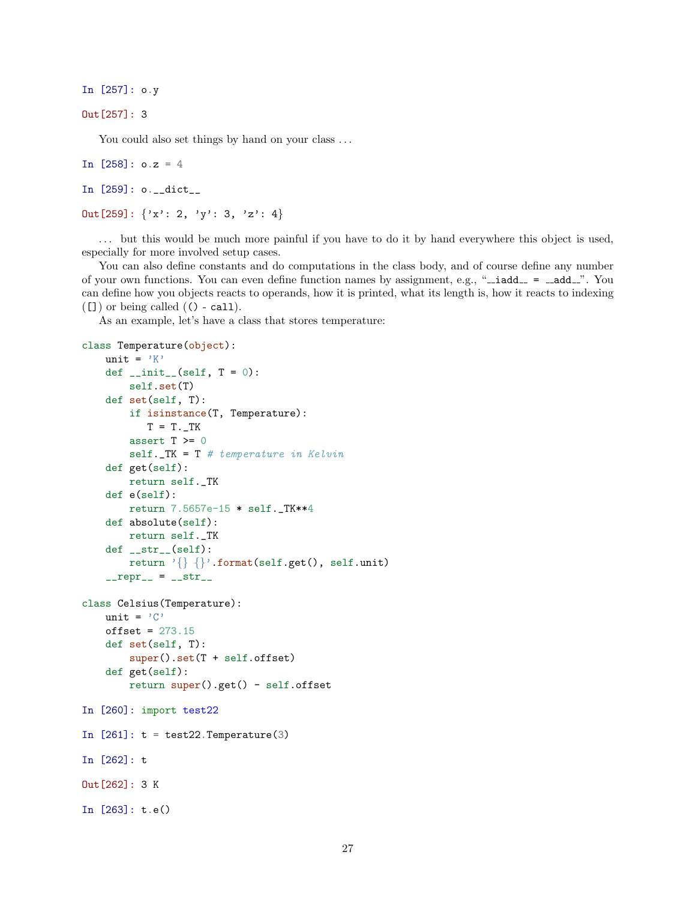```
In [257]: o.y

Out[257]: 3
```

You could also set things by hand on your class ...

```
In [258]: o.z = 4

In [259]: o.__dict__

Out[259]: {'x': 2, 'y': 3, 'z': 4}
```

... but this would be much more painful if you have to do it by hand everywhere this object is used, especially for more involved setup cases.

You can also define constants and do computations in the class body, and of course define any number of your own functions. You can even define function names by assignment, e.g., "`__iadd__ = __add__`". You can define how you objects reacts to operands, how it is printed, what its length is, how it reacts to indexing (`[]`) or being called (`()` - `call`).

As an example, let's have a class that stores temperature:

```
class Temperature(object):
    unit = 'K'
    def __init__(self, T = 0):
        self.set(T)
    def set(self, T):
        if isinstance(T, Temperature):
           T = T._TK
        assert T >= 0
        self._TK = T # temperature in Kelvin
    def get(self):
        return self._TK
    def e(self):
        return 7.5657e-15 * self._TK**4
    def absolute(self):
        return self._TK
    def __str__(self):
        return '{} {}'.format(self.get(), self.unit)
    __repr__ = __str__

class Celsius(Temperature):
    unit = 'C'
    offset = 273.15
    def set(self, T):
        super().set(T + self.offset)
    def get(self):
        return super().get() - self.offset
```

```
In [260]: import test22

In [261]: t = test22.Temperature(3)

In [262]: t

Out[262]: 3 K

In [263]: t.e()
```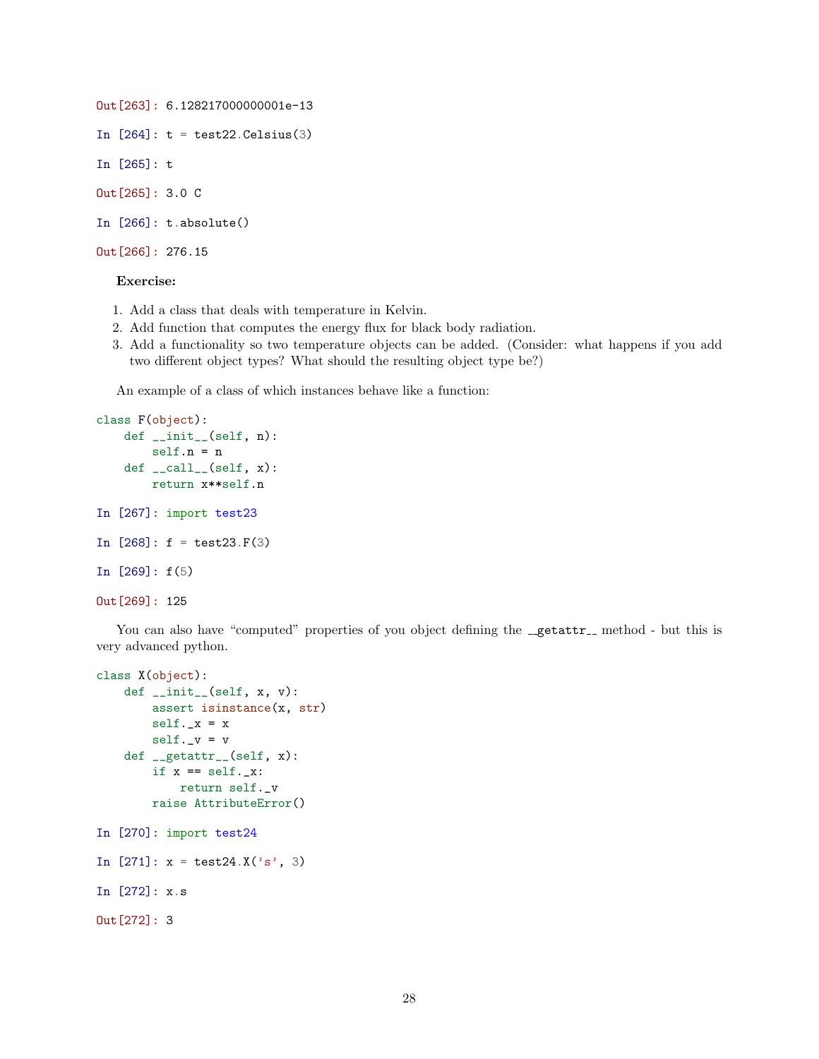```
Out[263]: 6.128217000000001e-13
```

```
In [264]: t = test22.Celsius(3)
```

```
In [265]: t
```

```
Out[265]: 3.0 C
```

```
In [266]: t.absolute()
```

```
Out[266]: 276.15
```

**Exercise:**

1. Add a class that deals with temperature in Kelvin.
2. Add function that computes the energy flux for black body radiation.
3. Add a functionality so two temperature objects can be added. (Consider: what happens if you add two different object types? What should the resulting object type be?)

An example of a class of which instances behave like a function:

```
class F(object):
    def __init__(self, n):
        self.n = n
    def __call__(self, x):
        return x**self.n
```

```
In [267]: import test23
```

```
In [268]: f = test23.F(3)
```

```
In [269]: f(5)
```

```
Out[269]: 125
```

You can also have "computed" properties of you object defining the `__getattr__` method - but this is very advanced python.

```
class X(object):
    def __init__(self, x, v):
        assert isinstance(x, str)
        self._x = x
        self._v = v
    def __getattr__(self, x):
        if x == self._x:
            return self._v
        raise AttributeError()
```

```
In [270]: import test24
```

```
In [271]: x = test24.X('s', 3)
```

```
In [272]: x.s
```

```
Out[272]: 3
```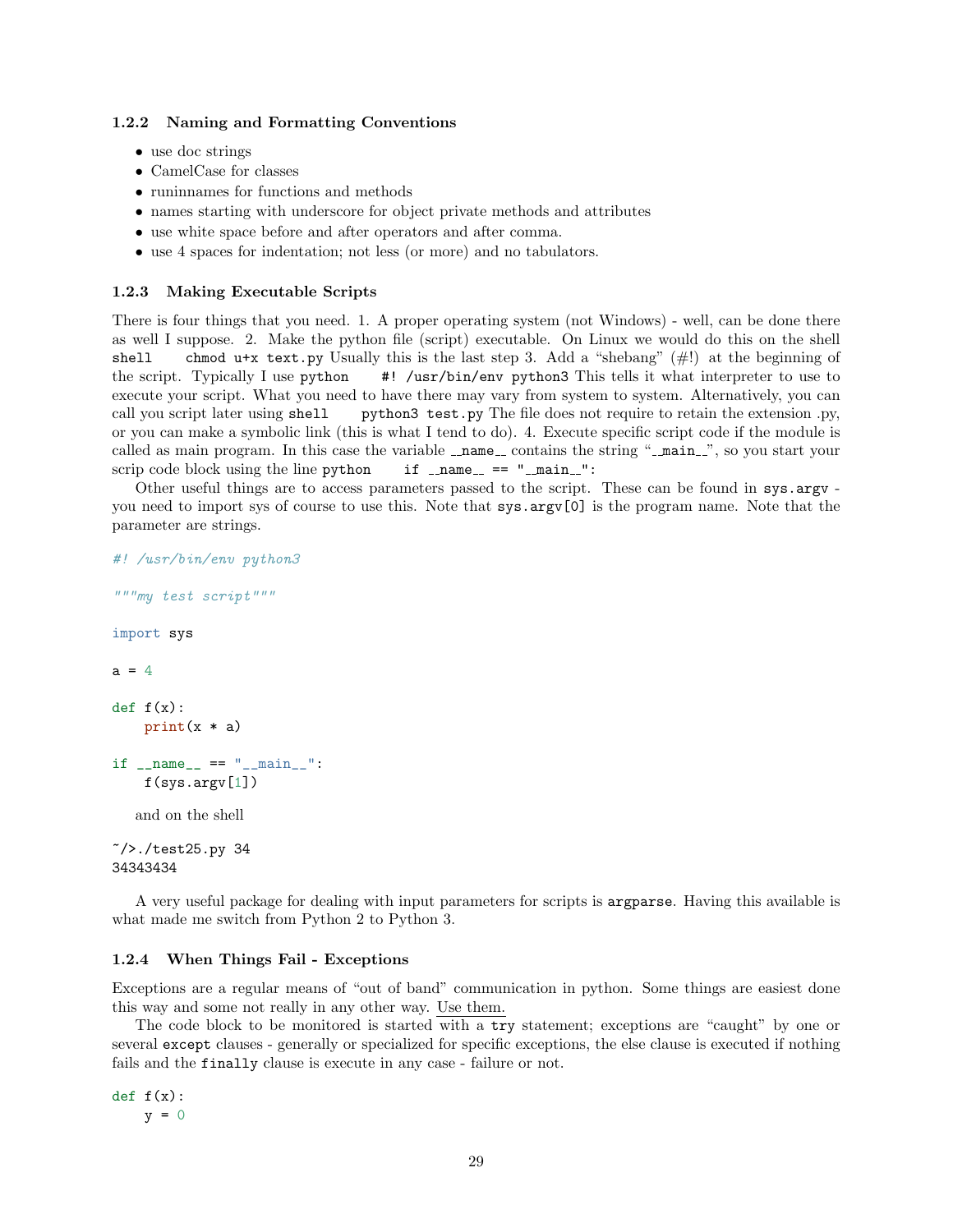### 1.2.2 Naming and Formatting Conventions

- use doc strings
- CamelCase for classes
- runinnames for functions and methods
- names starting with underscore for object private methods and attributes
- use white space before and after operators and after comma.
- use 4 spaces for indentation; not less (or more) and no tabulators.

### 1.2.3 Making Executable Scripts

There is four things that you need. 1. A proper operating system (not Windows) - well, can be done there as well I suppose. 2. Make the python file (script) executable. On Linux we would do this on the shell `shell chmod u+x text.py` Usually this is the last step 3. Add a "shebang" (#!) at the beginning of the script. Typically I use `python #! /usr/bin/env python3` This tells it what interpreter to use to execute your script. What you need to have there may vary from system to system. Alternatively, you can call you script later using `shell python3 test.py` The file does not require to retain the extension .py, or you can make a symbolic link (this is what I tend to do). 4. Execute specific script code if the module is called as main program. In this case the variable `__name__` contains the string "`__main__`", so you start your scrip code block using the line `python if __name__ == "__main__":`

Other useful things are to access parameters passed to the script. These can be found in `sys.argv` - you need to import sys of course to use this. Note that `sys.argv[0]` is the program name. Note that the parameter are strings.

```python
#! /usr/bin/env python3

"""my test script"""

import sys

a = 4

def f(x):
    print(x * a)

if __name__ == "__main__":
    f(sys.argv[1])
```

and on the shell

```
~/>./test25.py 34
34343434
```

A very useful package for dealing with input parameters for scripts is `argparse`. Having this available is what made me switch from Python 2 to Python 3.

### 1.2.4 When Things Fail - Exceptions

Exceptions are a regular means of "out of band" communication in python. Some things are easiest done this way and some not really in any other way. Use them.

The code block to be monitored is started with a `try` statement; exceptions are "caught" by one or several `except` clauses - generally or specialized for specific exceptions, the else clause is executed if nothing fails and the `finally` clause is execute in any case - failure or not.

```python
def f(x):
    y = 0
```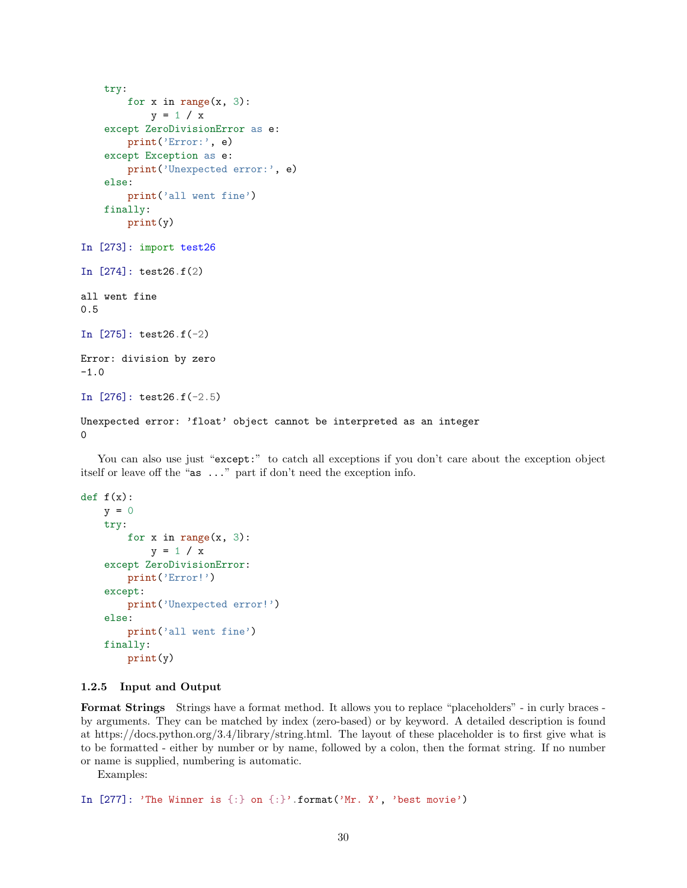```
    try:
        for x in range(x, 3):
            y = 1 / x
    except ZeroDivisionError as e:
        print('Error:', e)
    except Exception as e:
        print('Unexpected error:', e)
    else:
        print('all went fine')
    finally:
        print(y)
```

```
In [273]: import test26
```

```
In [274]: test26.f(2)

all went fine
0.5
```

```
In [275]: test26.f(-2)

Error: division by zero
-1.0
```

```
In [276]: test26.f(-2.5)

Unexpected error: 'float' object cannot be interpreted as an integer
0
```

You can also use just "`except:`" to catch all exceptions if you don't care about the exception object itself or leave off the "`as ...`" part if don't need the exception info.

```
def f(x):
    y = 0
    try:
        for x in range(x, 3):
            y = 1 / x
    except ZeroDivisionError:
        print('Error!')
    except:
        print('Unexpected error!')
    else:
        print('all went fine')
    finally:
        print(y)
```

### 1.2.5 Input and Output

**Format Strings** Strings have a format method. It allows you to replace "placeholders" - in curly braces - by arguments. They can be matched by index (zero-based) or by keyword. A detailed description is found at https://docs.python.org/3.4/library/string.html. The layout of these placeholder is to first give what is to be formatted - either by number or by name, followed by a colon, then the format string. If no number or name is supplied, numbering is automatic.

Examples:

```
In [277]: 'The Winner is {:} on {:}'.format('Mr. X', 'best movie')
```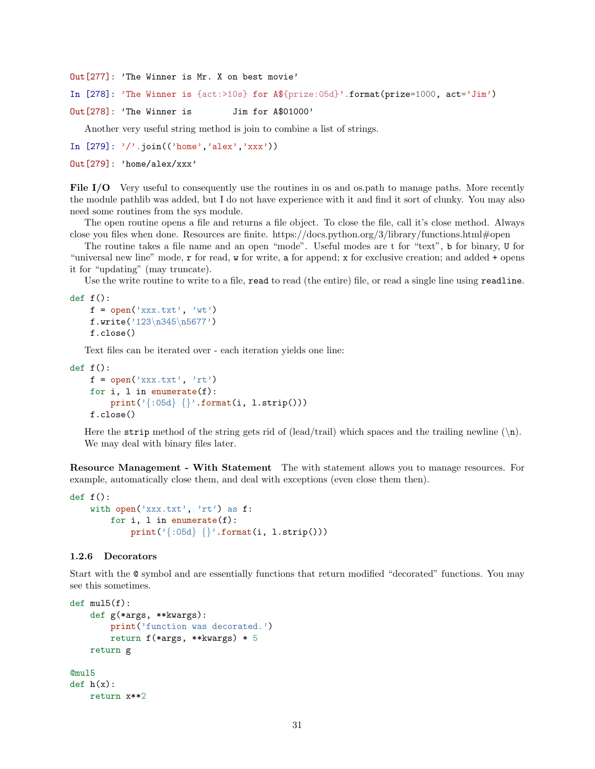```
Out[277]: 'The Winner is Mr. X on best movie'
```

```
In [278]: 'The Winner is {act:>10s} for A${prize:05d}'.format(prize=1000, act='Jim')
```

```
Out[278]: 'The Winner is        Jim for A$01000'
```

Another very useful string method is join to combine a list of strings.

```
In [279]: '/'.join(('home','alex','xxx'))
```

```
Out[279]: 'home/alex/xxx'
```

**File I/O** Very useful to consequently use the routines in os and os.path to manage paths. More recently the module pathlib was added, but I do not have experience with it and find it sort of clunky. You may also need some routines from the sys module.

The open routine opens a file and returns a file object. To close the file, call it's close method. Always close you files when done. Resources are finite. https://docs.python.org/3/library/functions.html#open

The routine takes a file name and an open "mode". Useful modes are `t` for "text", `b` for binary, `U` for "universal new line" mode, `r` for read, `w` for write, `a` for append; `x` for exclusive creation; and added `+` opens it for "updating" (may truncate).

Use the write routine to write to a file, `read` to read (the entire) file, or read a single line using `readline`.

```
def f():
    f = open('xxx.txt', 'wt')
    f.write('123\n345\n5677')
    f.close()
```

Text files can be iterated over - each iteration yields one line:

```
def f():
    f = open('xxx.txt', 'rt')
    for i, l in enumerate(f):
        print('{:05d} {}'.format(i, l.strip()))
    f.close()
```

Here the `strip` method of the string gets rid of (lead/trail) which spaces and the trailing newline (`\n`).

We may deal with binary files later.

**Resource Management - With Statement** The with statement allows you to manage resources. For example, automatically close them, and deal with exceptions (even close them then).

```
def f():
    with open('xxx.txt', 'rt') as f:
        for i, l in enumerate(f):
            print('{:05d} {}'.format(i, l.strip()))
```

### 1.2.6 Decorators

Start with the `@` symbol and are essentially functions that return modified "decorated" functions. You may see this sometimes.

```
def mul5(f):
    def g(*args, **kwargs):
        print('function was decorated.')
        return f(*args, **kwargs) * 5
    return g

@mul5
def h(x):
    return x**2
```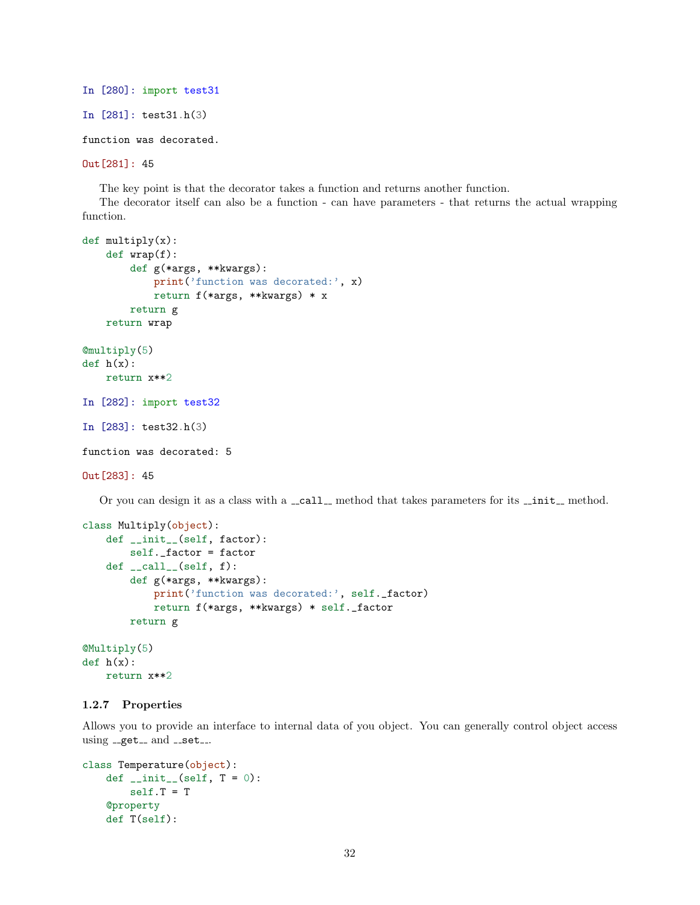```
In [280]: import test31
```

```
In [281]: test31.h(3)
```

```
function was decorated.
```

```
Out[281]: 45
```

The key point is that the decorator takes a function and returns another function.

The decorator itself can also be a function - can have parameters - that returns the actual wrapping function.

```
def multiply(x):
    def wrap(f):
        def g(*args, **kwargs):
            print('function was decorated:', x)
            return f(*args, **kwargs) * x
        return g
    return wrap

@multiply(5)
def h(x):
    return x**2
```

```
In [282]: import test32
```

```
In [283]: test32.h(3)
```

```
function was decorated: 5
```

```
Out[283]: 45
```

Or you can design it as a class with a `__call__` method that takes parameters for its `__init__` method.

```
class Multiply(object):
    def __init__(self, factor):
        self._factor = factor
    def __call__(self, f):
        def g(*args, **kwargs):
            print('function was decorated:', self._factor)
            return f(*args, **kwargs) * self._factor
        return g

@Multiply(5)
def h(x):
    return x**2
```

### 1.2.7 Properties

Allows you to provide an interface to internal data of you object. You can generally control object access using `__get__` and `__set__`.

```
class Temperature(object):
    def __init__(self, T = 0):
        self.T = T
    @property
    def T(self):
```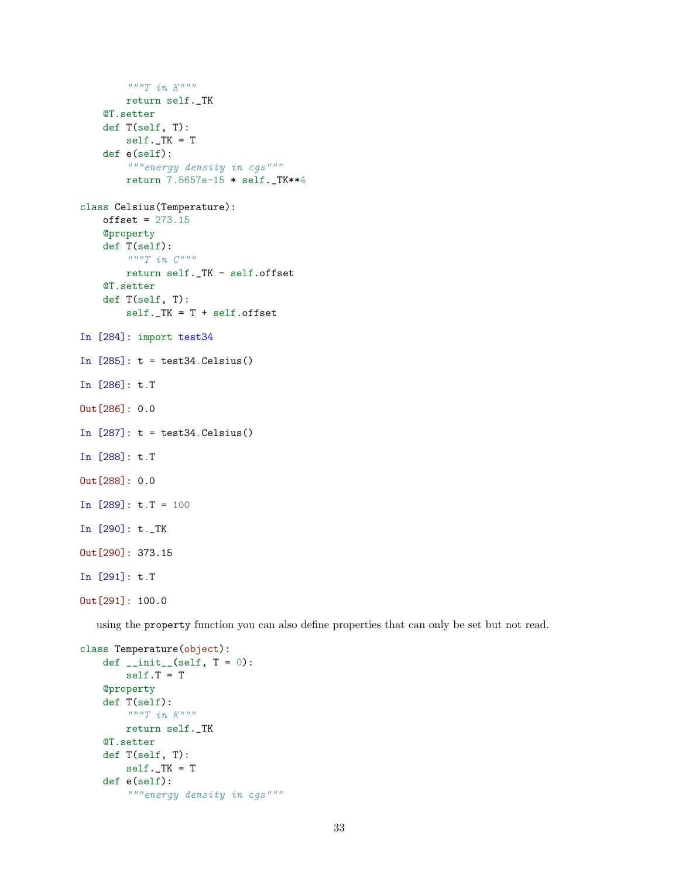```
        """T in K"""
        return self._TK
    @T.setter
    def T(self, T):
        self._TK = T
    def e(self):
        """energy density in cgs"""
        return 7.5657e-15 * self._TK**4

class Celsius(Temperature):
    offset = 273.15
    @property
    def T(self):
        """T in C"""
        return self._TK - self.offset
    @T.setter
    def T(self, T):
        self._TK = T + self.offset
```

```
In [284]: import test34

In [285]: t = test34.Celsius()

In [286]: t.T

Out[286]: 0.0

In [287]: t = test34.Celsius()

In [288]: t.T

Out[288]: 0.0

In [289]: t.T = 100

In [290]: t._TK

Out[290]: 373.15

In [291]: t.T

Out[291]: 100.0
```

using the `property` function you can also define properties that can only be set but not read.

```
class Temperature(object):
    def __init__(self, T = 0):
        self.T = T
    @property
    def T(self):
        """T in K"""
        return self._TK
    @T.setter
    def T(self, T):
        self._TK = T
    def e(self):
        """energy density in cgs"""
```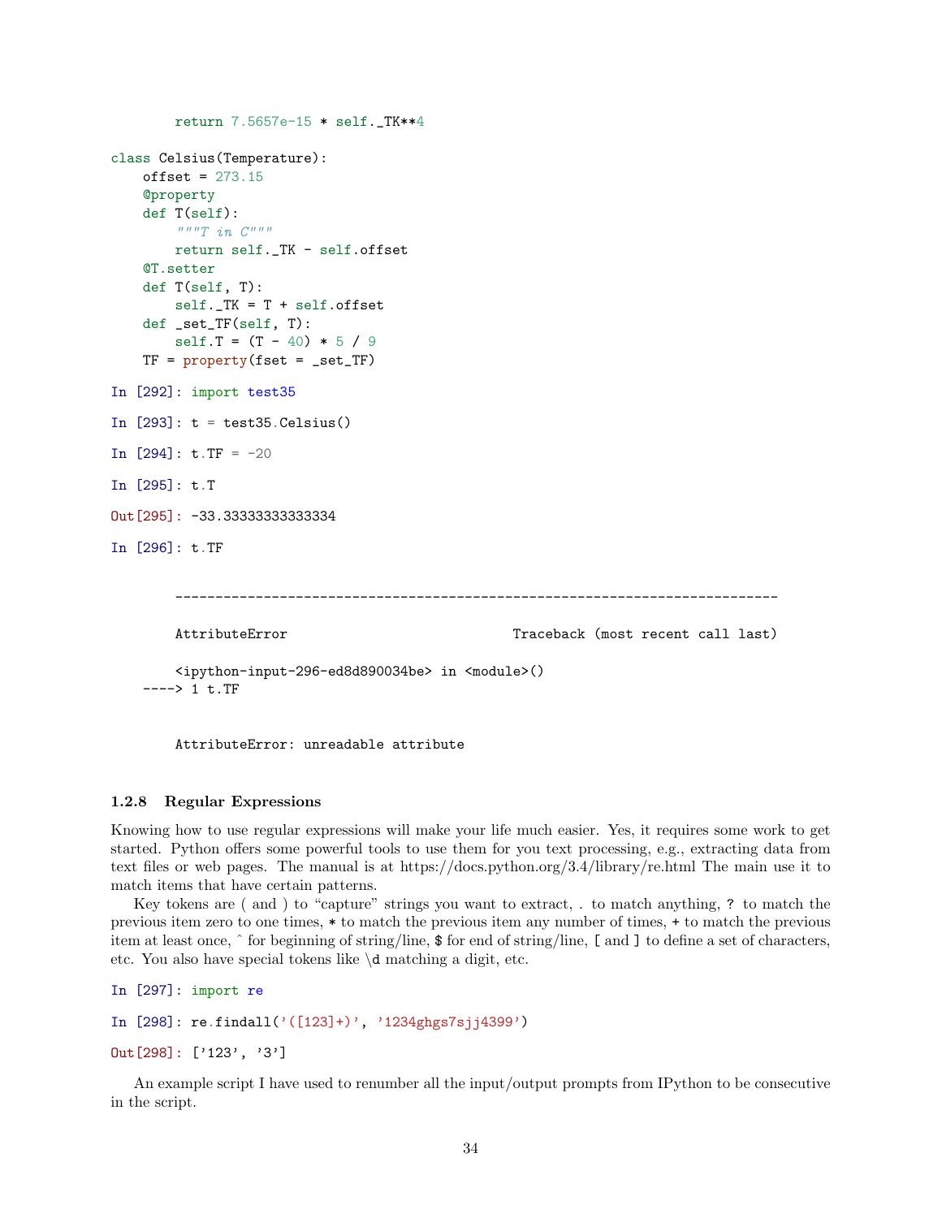```python
        return 7.5657e-15 * self._TK**4

class Celsius(Temperature):
    offset = 273.15
    @property
    def T(self):
        """T in C"""
        return self._TK - self.offset
    @T.setter
    def T(self, T):
        self._TK = T + self.offset
    def _set_TF(self, T):
        self.T = (T - 40) * 5 / 9
    TF = property(fset = _set_TF)
```

```
In [292]: import test35

In [293]: t = test35.Celsius()

In [294]: t.TF = -20

In [295]: t.T

Out[295]: -33.33333333333334

In [296]: t.TF
```

```
        ---------------------------------------------------------------------------

        AttributeError                            Traceback (most recent call last)

        <ipython-input-296-ed8d890034be> in <module>()
    ----> 1 t.TF


        AttributeError: unreadable attribute
```

### 1.2.8 Regular Expressions

Knowing how to use regular expressions will make your life much easier. Yes, it requires some work to get started. Python offers some powerful tools to use them for you text processing, e.g., extracting data from text files or web pages. The manual is at https://docs.python.org/3.4/library/re.html The main use it to match items that have certain patterns.

Key tokens are ( and ) to "capture" strings you want to extract, . to match anything, ? to match the previous item zero to one times, * to match the previous item any number of times, + to match the previous item at least once, ^ for beginning of string/line, $ for end of string/line, [ and ] to define a set of characters, etc. You also have special tokens like \d matching a digit, etc.

```
In [297]: import re

In [298]: re.findall('([123]+)', '1234ghgs7sjj4399')

Out[298]: ['123', '3']
```

An example script I have used to renumber all the input/output prompts from IPython to be consecutive in the script.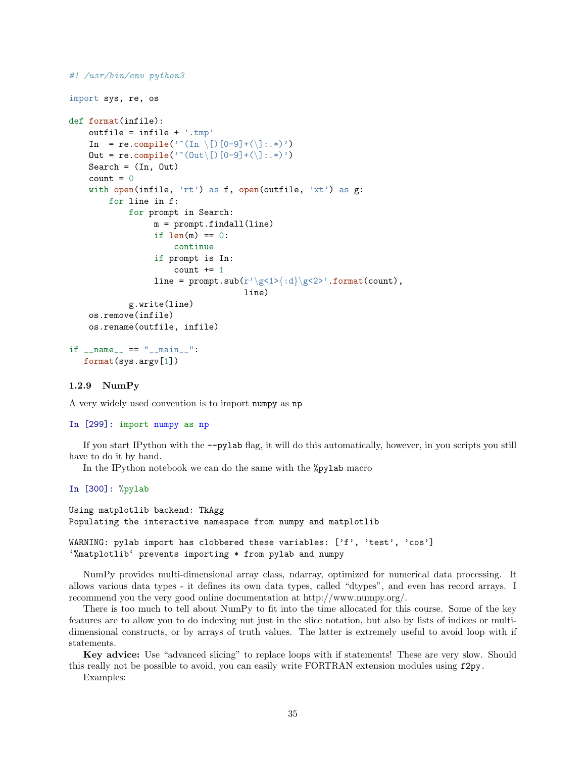```python
#! /usr/bin/env python3

import sys, re, os

def format(infile):
    outfile = infile + '.tmp'
    In  = re.compile('^(In \[)[0-9]+(\]:.*)')
    Out = re.compile('^(Out\[)[0-9]+(\]:.*)')
    Search = (In, Out)
    count = 0
    with open(infile, 'rt') as f, open(outfile, 'xt') as g:
        for line in f:
            for prompt in Search:
                 m = prompt.findall(line)
                 if len(m) == 0:
                     continue
                 if prompt is In:
                     count += 1
                 line = prompt.sub(r'\g<1>{:d}\g<2>'.format(count),
                                  line)
            g.write(line)
    os.remove(infile)
    os.rename(outfile, infile)

if __name__ == "__main__":
   format(sys.argv[1])
```

### 1.2.9 NumPy

A very widely used convention is to import `numpy` as `np`

```
In [299]: import numpy as np
```

If you start IPython with the `--pylab` flag, it will do this automatically, however, in you scripts you still have to do it by hand.

In the IPython notebook we can do the same with the `%pylab` macro

```
In [300]: %pylab
```

```
Using matplotlib backend: TkAgg
Populating the interactive namespace from numpy and matplotlib

WARNING: pylab import has clobbered these variables: ['f', 'test', 'cos']
`%matplotlib` prevents importing * from pylab and numpy
```

NumPy provides multi-dimensional array class, ndarray, optimized for numerical data processing. It allows various data types - it defines its own data types, called "dtypes", and even has record arrays. I recommend you the very good online documentation at http://www.numpy.org/.

There is too much to tell about NumPy to fit into the time allocated for this course. Some of the key features are to allow you to do indexing nut just in the slice notation, but also by lists of indices or multi-dimensional constructs, or by arrays of truth values. The latter is extremely useful to avoid loop with if statements.

**Key advice:** Use "advanced slicing" to replace loops with if statements! These are very slow. Should this really not be possible to avoid, you can easily write FORTRAN extension modules using `f2py`.

Examples: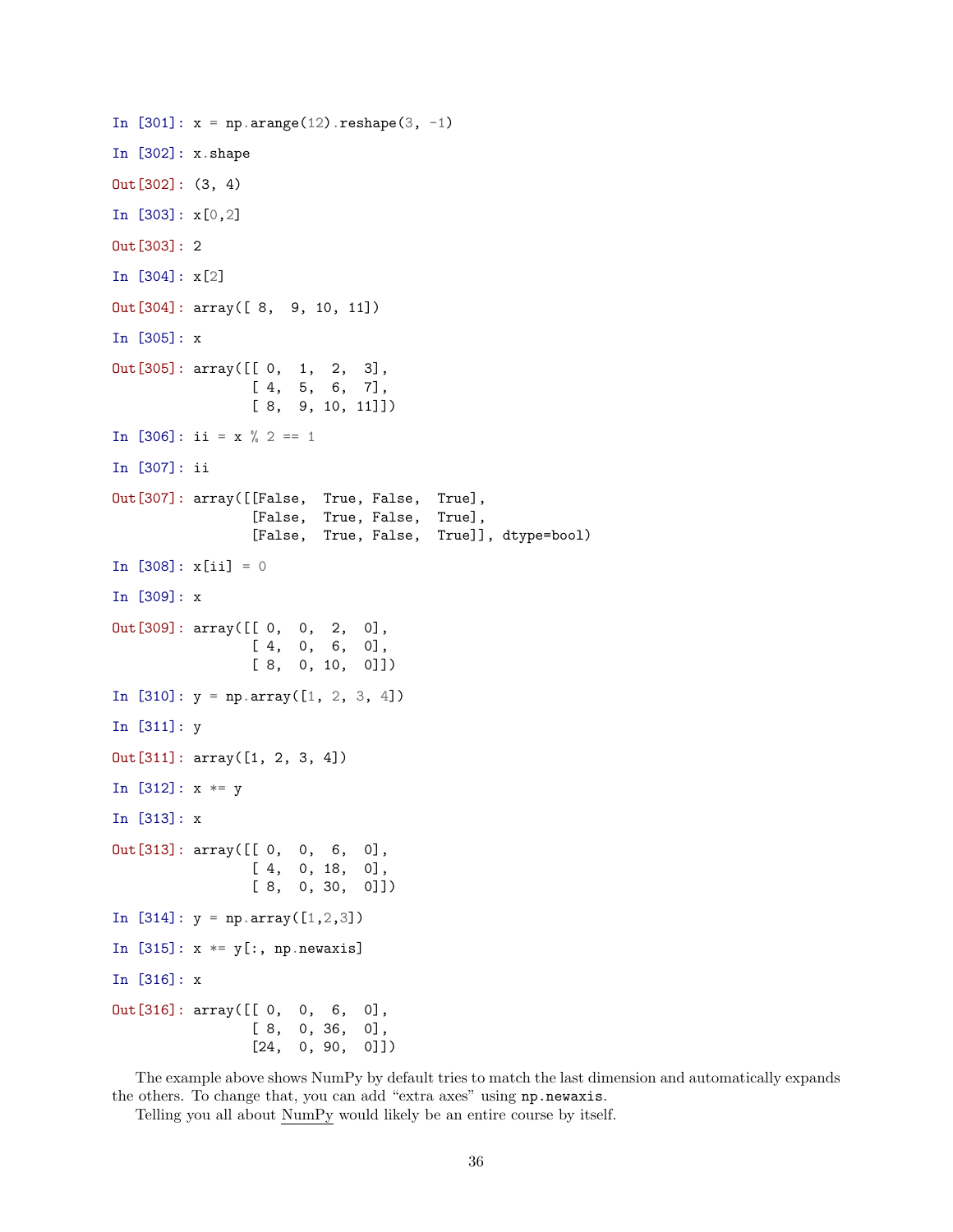```
In [301]: x = np.arange(12).reshape(3, -1)

In [302]: x.shape

Out[302]: (3, 4)

In [303]: x[0,2]

Out[303]: 2

In [304]: x[2]

Out[304]: array([ 8,  9, 10, 11])

In [305]: x

Out[305]: array([[ 0,  1,  2,  3],
                 [ 4,  5,  6,  7],
                 [ 8,  9, 10, 11]])

In [306]: ii = x % 2 == 1

In [307]: ii

Out[307]: array([[False,  True, False,  True],
                 [False,  True, False,  True],
                 [False,  True, False,  True]], dtype=bool)

In [308]: x[ii] = 0

In [309]: x

Out[309]: array([[ 0,  0,  2,  0],
                 [ 4,  0,  6,  0],
                 [ 8,  0, 10,  0]])

In [310]: y = np.array([1, 2, 3, 4])

In [311]: y

Out[311]: array([1, 2, 3, 4])

In [312]: x *= y

In [313]: x

Out[313]: array([[ 0,  0,  6,  0],
                 [ 4,  0, 18,  0],
                 [ 8,  0, 30,  0]])

In [314]: y = np.array([1,2,3])

In [315]: x *= y[:, np.newaxis]

In [316]: x

Out[316]: array([[ 0,  0,  6,  0],
                 [ 8,  0, 36,  0],
                 [24,  0, 90,  0]])
```

The example above shows NumPy by default tries to match the last dimension and automatically expands the others. To change that, you can add "extra axes" using `np.newaxis`.

Telling you all about NumPy would likely be an entire course by itself.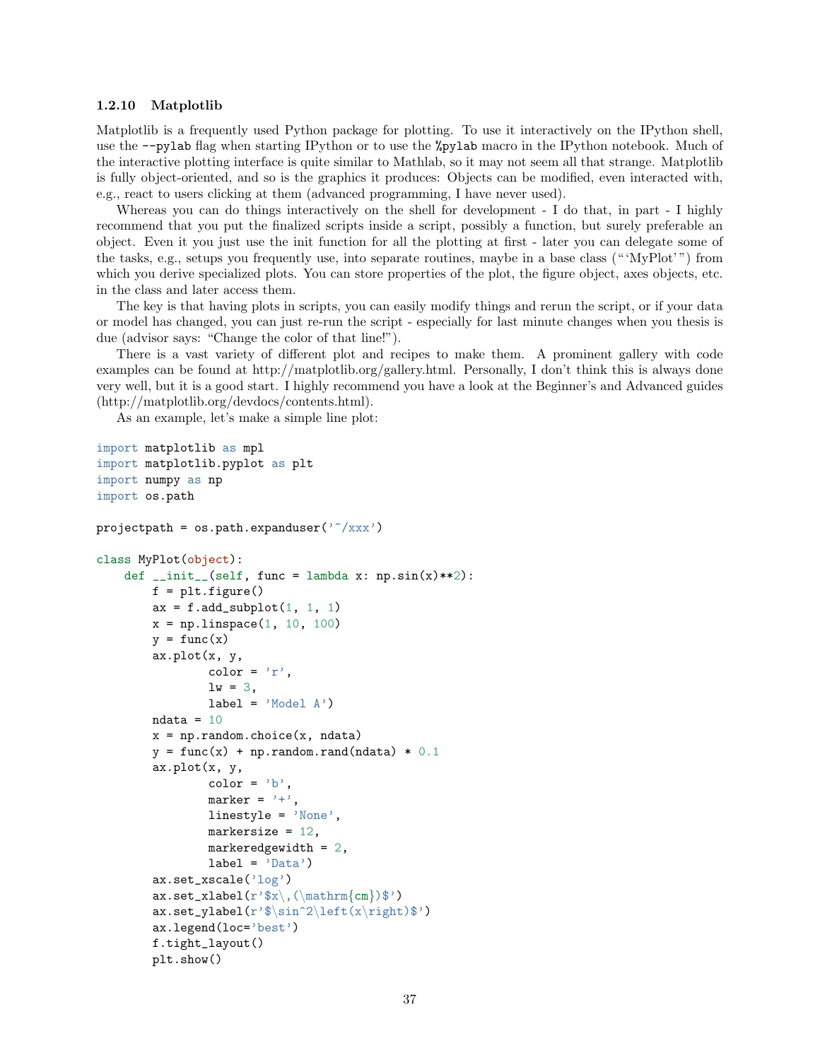### 1.2.10 Matplotlib

Matplotlib is a frequently used Python package for plotting. To use it interactively on the IPython shell, use the `--pylab` flag when starting IPython or to use the `%pylab` macro in the IPython notebook. Much of the interactive plotting interface is quite similar to Mathlab, so it may not seem all that strange. Matplotlib is fully object-oriented, and so is the graphics it produces: Objects can be modified, even interacted with, e.g., react to users clicking at them (advanced programming, I have never used).

Whereas you can do things interactively on the shell for development - I do that, in part - I highly recommend that you put the finalized scripts inside a script, possibly a function, but surely preferable an object. Even it you just use the init function for all the plotting at first - later you can delegate some of the tasks, e.g., setups you frequently use, into separate routines, maybe in a base class ("'MyPlot'") from which you derive specialized plots. You can store properties of the plot, the figure object, axes objects, etc. in the class and later access them.

The key is that having plots in scripts, you can easily modify things and rerun the script, or if your data or model has changed, you can just re-run the script - especially for last minute changes when you thesis is due (advisor says: "Change the color of that line!").

There is a vast variety of different plot and recipes to make them. A prominent gallery with code examples can be found at http://matplotlib.org/gallery.html. Personally, I don't think this is always done very well, but it is a good start. I highly recommend you have a look at the Beginner's and Advanced guides (http://matplotlib.org/devdocs/contents.html).

As an example, let's make a simple line plot:

```
import matplotlib as mpl
import matplotlib.pyplot as plt
import numpy as np
import os.path

projectpath = os.path.expanduser('~/xxx')

class MyPlot(object):
    def __init__(self, func = lambda x: np.sin(x)**2):
        f = plt.figure()
        ax = f.add_subplot(1, 1, 1)
        x = np.linspace(1, 10, 100)
        y = func(x)
        ax.plot(x, y,
                color = 'r',
                lw = 3,
                label = 'Model A')
        ndata = 10
        x = np.random.choice(x, ndata)
        y = func(x) + np.random.rand(ndata) * 0.1
        ax.plot(x, y,
                color = 'b',
                marker = '+',
                linestyle = 'None',
                markersize = 12,
                markeredgewidth = 2,
                label = 'Data')
        ax.set_xscale('log')
        ax.set_xlabel(r'$x\,(\mathrm{cm})$')
        ax.set_ylabel(r'$\sin^2\left(x\right)$')
        ax.legend(loc='best')
        f.tight_layout()
        plt.show()
```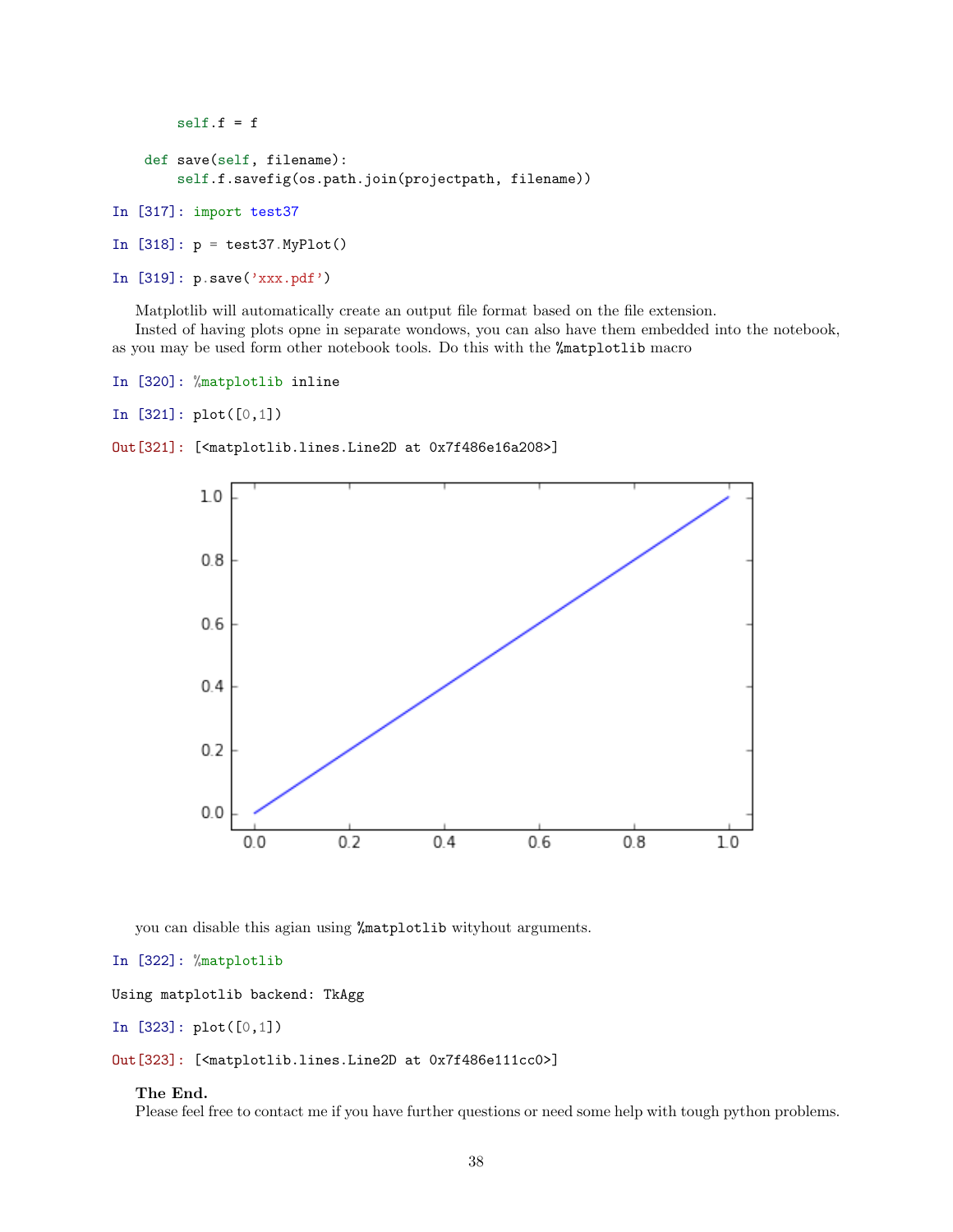```
        self.f = f

    def save(self, filename):
        self.f.savefig(os.path.join(projectpath, filename))
```

```
In [317]: import test37
```

```
In [318]: p = test37.MyPlot()
```

```
In [319]: p.save('xxx.pdf')
```

Matplotlib will automatically create an output file format based on the file extension.

Insted of having plots opne in separate wondows, you can also have them embedded into the notebook, as you may be used form other notebook tools. Do this with the `%matplotlib` macro

```
In [320]: %matplotlib inline
```

```
In [321]: plot([0,1])
```

```
Out[321]: [<matplotlib.lines.Line2D at 0x7f486e16a208>]
```

1.0
0.8
0.6
0.4
0.2
0.0
0.0 0.2 0.4 0.6 0.8 1.0

you can disable this agian using `%matplotlib` wityhout arguments.

```
In [322]: %matplotlib
```

```
Using matplotlib backend: TkAgg
```

```
In [323]: plot([0,1])
```

```
Out[323]: [<matplotlib.lines.Line2D at 0x7f486e111cc0>]
```

**The End.**

Please feel free to contact me if you have further questions or need some help with tough python problems.